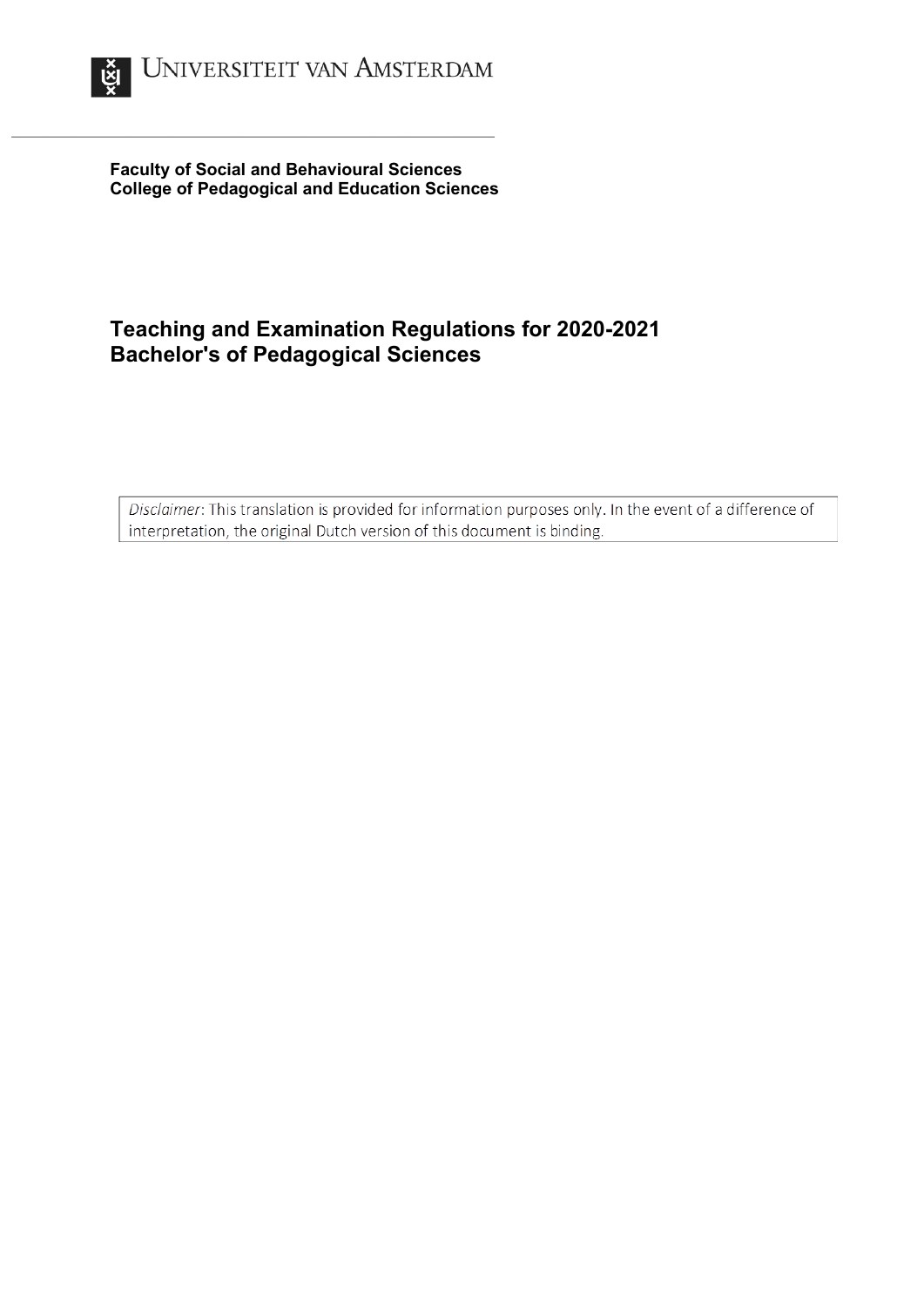Universiteit van Amsterdam

**Faculty of Social and Behavioural Sciences**
**College of Pedagogical and Education Sciences**

# Teaching and Examination Regulations for 2020-2021 Bachelor's of Pedagogical Sciences

*Disclaimer*: This translation is provided for information purposes only. In the event of a difference of interpretation, the original Dutch version of this document is binding.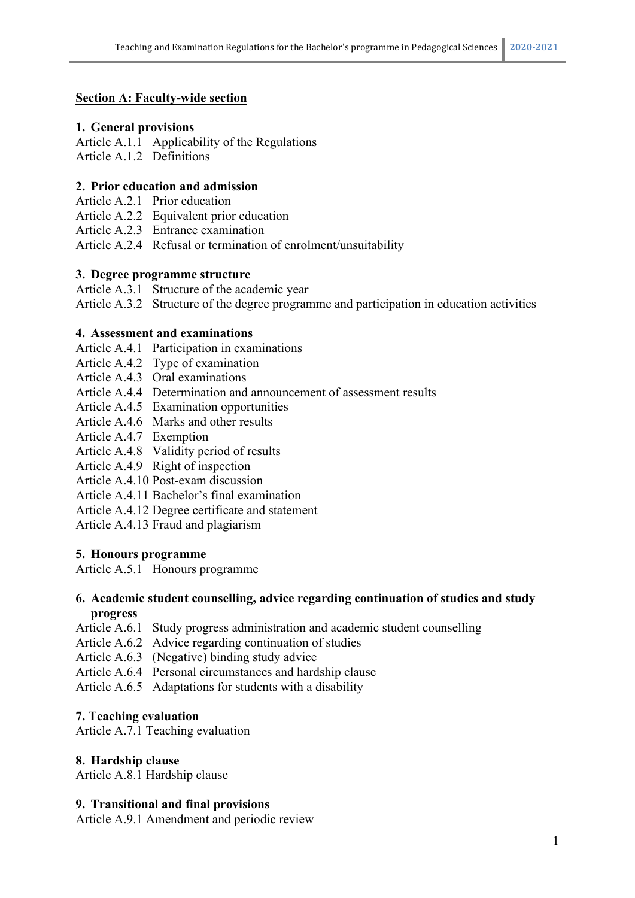**Section A: Faculty-wide section**

**1. General provisions**

Article A.1.1 Applicability of the Regulations
Article A.1.2 Definitions

**2. Prior education and admission**

Article A.2.1 Prior education
Article A.2.2 Equivalent prior education
Article A.2.3 Entrance examination
Article A.2.4 Refusal or termination of enrolment/unsuitability

**3. Degree programme structure**

Article A.3.1 Structure of the academic year
Article A.3.2 Structure of the degree programme and participation in education activities

**4. Assessment and examinations**

Article A.4.1 Participation in examinations
Article A.4.2 Type of examination
Article A.4.3 Oral examinations
Article A.4.4 Determination and announcement of assessment results
Article A.4.5 Examination opportunities
Article A.4.6 Marks and other results
Article A.4.7 Exemption
Article A.4.8 Validity period of results
Article A.4.9 Right of inspection
Article A.4.10 Post-exam discussion
Article A.4.11 Bachelor's final examination
Article A.4.12 Degree certificate and statement
Article A.4.13 Fraud and plagiarism

**5. Honours programme**

Article A.5.1 Honours programme

**6. Academic student counselling, advice regarding continuation of studies and study progress**

Article A.6.1 Study progress administration and academic student counselling
Article A.6.2 Advice regarding continuation of studies
Article A.6.3 (Negative) binding study advice
Article A.6.4 Personal circumstances and hardship clause
Article A.6.5 Adaptations for students with a disability

**7. Teaching evaluation**

Article A.7.1 Teaching evaluation

**8. Hardship clause**

Article A.8.1 Hardship clause

**9. Transitional and final provisions**

Article A.9.1 Amendment and periodic review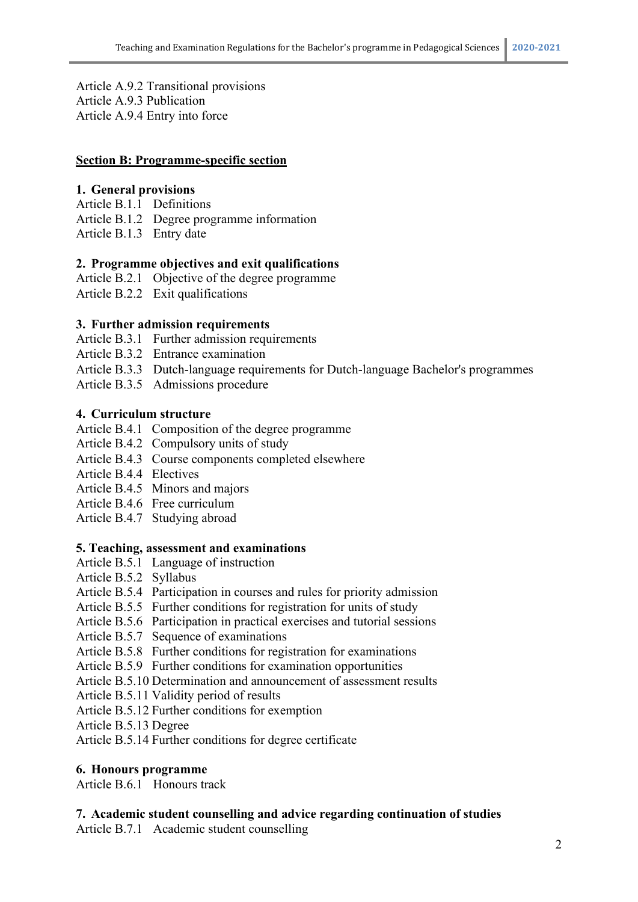Article A.9.2 Transitional provisions
Article A.9.3 Publication
Article A.9.4 Entry into force

## Section B: Programme-specific section

### 1. General provisions

Article B.1.1 Definitions
Article B.1.2 Degree programme information
Article B.1.3 Entry date

### 2. Programme objectives and exit qualifications

Article B.2.1 Objective of the degree programme
Article B.2.2 Exit qualifications

### 3. Further admission requirements

Article B.3.1 Further admission requirements
Article B.3.2 Entrance examination
Article B.3.3 Dutch-language requirements for Dutch-language Bachelor's programmes
Article B.3.5 Admissions procedure

### 4. Curriculum structure

Article B.4.1 Composition of the degree programme
Article B.4.2 Compulsory units of study
Article B.4.3 Course components completed elsewhere
Article B.4.4 Electives
Article B.4.5 Minors and majors
Article B.4.6 Free curriculum
Article B.4.7 Studying abroad

### 5. Teaching, assessment and examinations

Article B.5.1 Language of instruction
Article B.5.2 Syllabus
Article B.5.4 Participation in courses and rules for priority admission
Article B.5.5 Further conditions for registration for units of study
Article B.5.6 Participation in practical exercises and tutorial sessions
Article B.5.7 Sequence of examinations
Article B.5.8 Further conditions for registration for examinations
Article B.5.9 Further conditions for examination opportunities
Article B.5.10 Determination and announcement of assessment results
Article B.5.11 Validity period of results
Article B.5.12 Further conditions for exemption
Article B.5.13 Degree
Article B.5.14 Further conditions for degree certificate

### 6. Honours programme

Article B.6.1 Honours track

### 7. Academic student counselling and advice regarding continuation of studies

Article B.7.1 Academic student counselling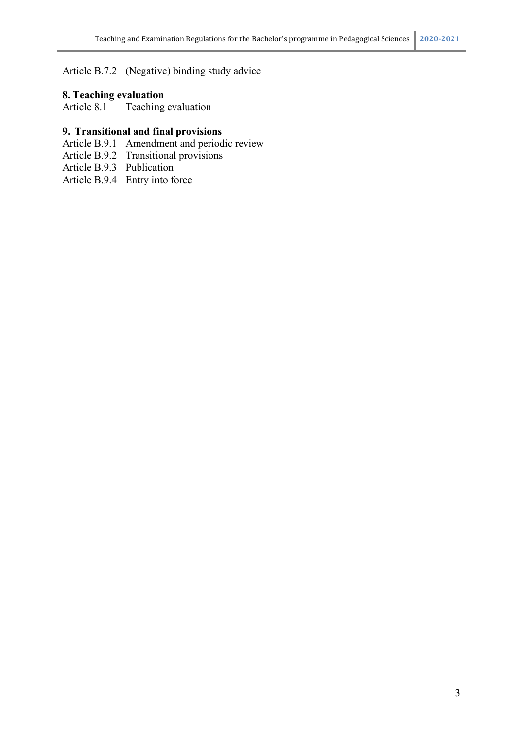Article B.7.2 (Negative) binding study advice

**8. Teaching evaluation**

Article 8.1 Teaching evaluation

**9. Transitional and final provisions**

Article B.9.1 Amendment and periodic review
Article B.9.2 Transitional provisions
Article B.9.3 Publication
Article B.9.4 Entry into force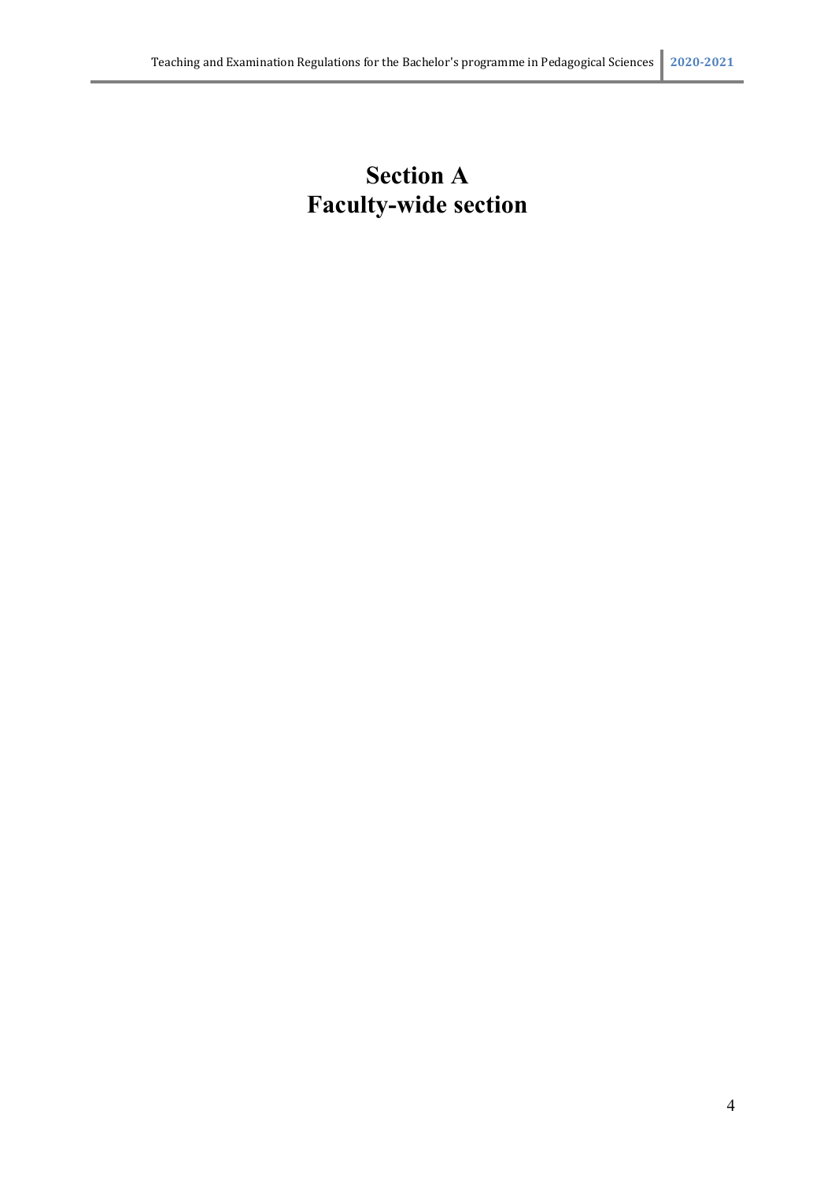# Section A
# Faculty-wide section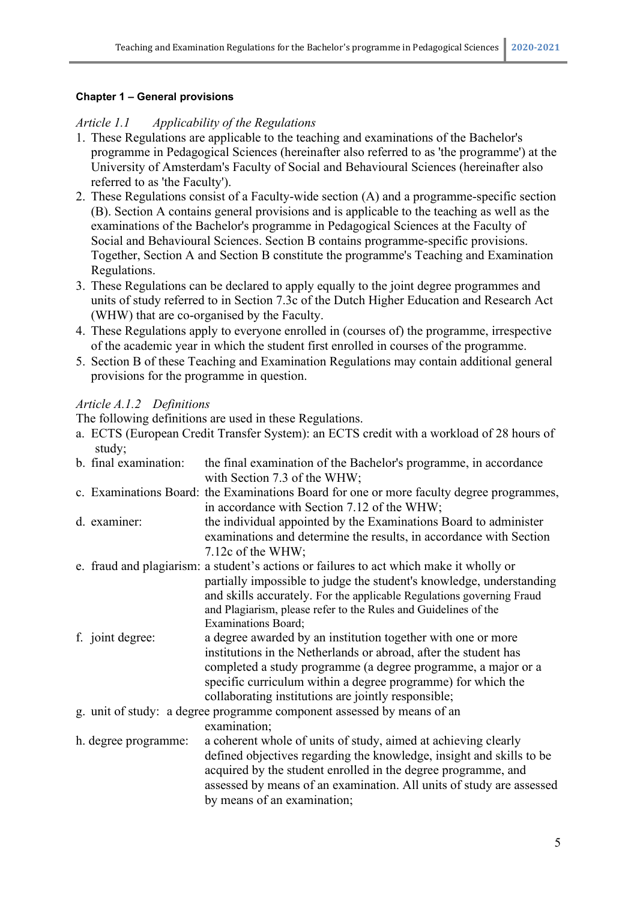**Chapter 1 – General provisions**

*Article 1.1 Applicability of the Regulations*

1. These Regulations are applicable to the teaching and examinations of the Bachelor's programme in Pedagogical Sciences (hereinafter also referred to as 'the programme') at the University of Amsterdam's Faculty of Social and Behavioural Sciences (hereinafter also referred to as 'the Faculty').
2. These Regulations consist of a Faculty-wide section (A) and a programme-specific section (B). Section A contains general provisions and is applicable to the teaching as well as the examinations of the Bachelor's programme in Pedagogical Sciences at the Faculty of Social and Behavioural Sciences. Section B contains programme-specific provisions. Together, Section A and Section B constitute the programme's Teaching and Examination Regulations.
3. These Regulations can be declared to apply equally to the joint degree programmes and units of study referred to in Section 7.3c of the Dutch Higher Education and Research Act (WHW) that are co-organised by the Faculty.
4. These Regulations apply to everyone enrolled in (courses of) the programme, irrespective of the academic year in which the student first enrolled in courses of the programme.
5. Section B of these Teaching and Examination Regulations may contain additional general provisions for the programme in question.

*Article A.1.2 Definitions*

The following definitions are used in these Regulations.

a. ECTS (European Credit Transfer System): an ECTS credit with a workload of 28 hours of study;

b. final examination: the final examination of the Bachelor's programme, in accordance with Section 7.3 of the WHW;

c. Examinations Board: the Examinations Board for one or more faculty degree programmes, in accordance with Section 7.12 of the WHW;

d. examiner: the individual appointed by the Examinations Board to administer examinations and determine the results, in accordance with Section 7.12c of the WHW;

e. fraud and plagiarism: a student's actions or failures to act which make it wholly or partially impossible to judge the student's knowledge, understanding and skills accurately. For the applicable Regulations governing Fraud and Plagiarism, please refer to the Rules and Guidelines of the Examinations Board;

f. joint degree: a degree awarded by an institution together with one or more institutions in the Netherlands or abroad, after the student has completed a study programme (a degree programme, a major or a specific curriculum within a degree programme) for which the collaborating institutions are jointly responsible;

g. unit of study: a degree programme component assessed by means of an examination;

h. degree programme: a coherent whole of units of study, aimed at achieving clearly defined objectives regarding the knowledge, insight and skills to be acquired by the student enrolled in the degree programme, and assessed by means of an examination. All units of study are assessed by means of an examination;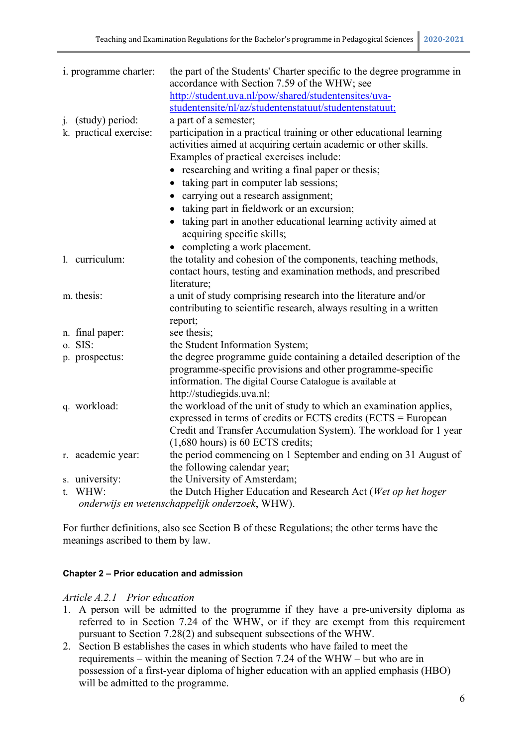i. programme charter: the part of the Students' Charter specific to the degree programme in accordance with Section 7.59 of the WHW; see http://student.uva.nl/pow/shared/studentensites/uva-studentensite/nl/az/studentenstatuut/studentenstatuut;

j. (study) period: a part of a semester;

k. practical exercise: participation in a practical training or other educational learning activities aimed at acquiring certain academic or other skills. Examples of practical exercises include:
- researching and writing a final paper or thesis;
- taking part in computer lab sessions;
- carrying out a research assignment;
- taking part in fieldwork or an excursion;
- taking part in another educational learning activity aimed at acquiring specific skills;
- completing a work placement.

l. curriculum: the totality and cohesion of the components, teaching methods, contact hours, testing and examination methods, and prescribed literature;

m. thesis: a unit of study comprising research into the literature and/or contributing to scientific research, always resulting in a written report;

n. final paper: see thesis;

o. SIS: the Student Information System;

p. prospectus: the degree programme guide containing a detailed description of the programme-specific provisions and other programme-specific information. The digital Course Catalogue is available at http://studiegids.uva.nl;

q. workload: the workload of the unit of study to which an examination applies, expressed in terms of credits or ECTS credits (ECTS = European Credit and Transfer Accumulation System). The workload for 1 year (1,680 hours) is 60 ECTS credits;

r. academic year: the period commencing on 1 September and ending on 31 August of the following calendar year;

s. university: the University of Amsterdam;

t. WHW: the Dutch Higher Education and Research Act (*Wet op het hoger onderwijs en wetenschappelijk onderzoek*, WHW).

For further definitions, also see Section B of these Regulations; the other terms have the meanings ascribed to them by law.

## Chapter 2 – Prior education and admission

*Article A.2.1 Prior education*

1. A person will be admitted to the programme if they have a pre-university diploma as referred to in Section 7.24 of the WHW, or if they are exempt from this requirement pursuant to Section 7.28(2) and subsequent subsections of the WHW.
2. Section B establishes the cases in which students who have failed to meet the requirements – within the meaning of Section 7.24 of the WHW – but who are in possession of a first-year diploma of higher education with an applied emphasis (HBO) will be admitted to the programme.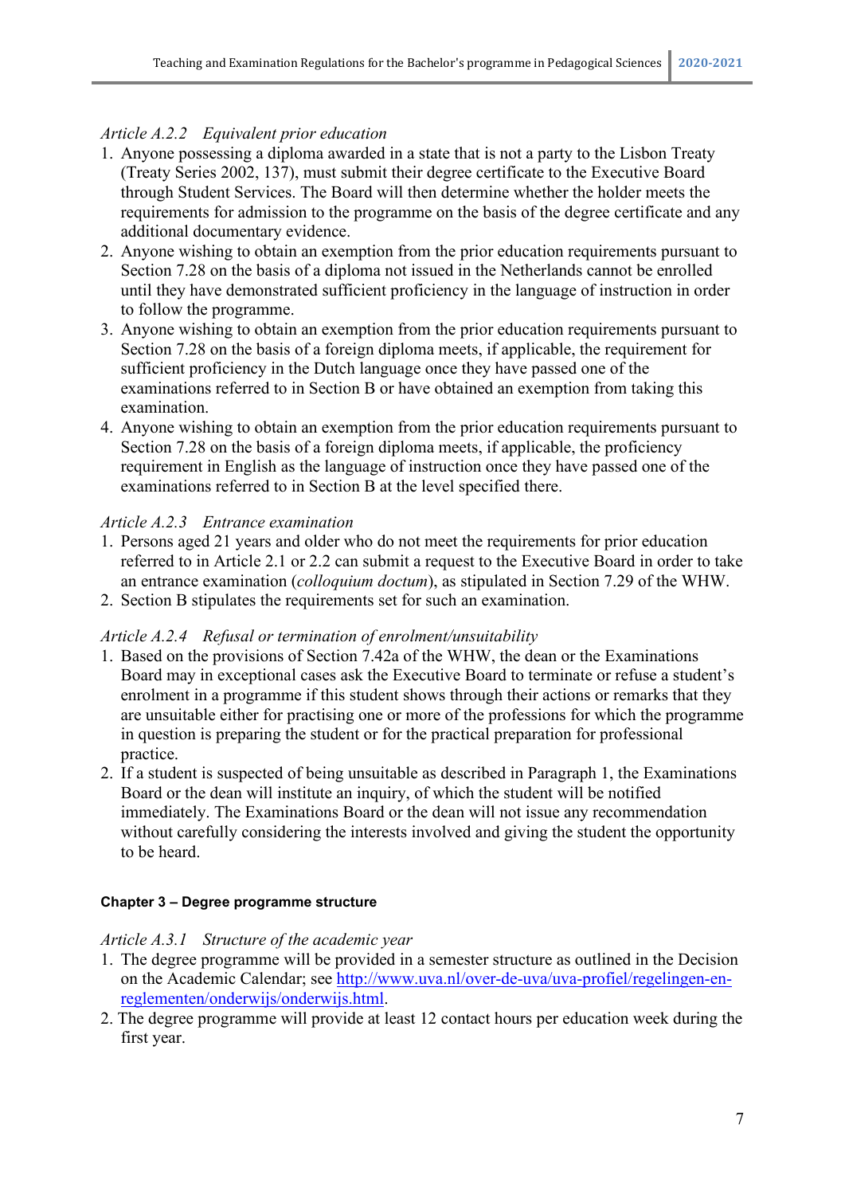*Article A.2.2 Equivalent prior education*

1. Anyone possessing a diploma awarded in a state that is not a party to the Lisbon Treaty (Treaty Series 2002, 137), must submit their degree certificate to the Executive Board through Student Services. The Board will then determine whether the holder meets the requirements for admission to the programme on the basis of the degree certificate and any additional documentary evidence.
2. Anyone wishing to obtain an exemption from the prior education requirements pursuant to Section 7.28 on the basis of a diploma not issued in the Netherlands cannot be enrolled until they have demonstrated sufficient proficiency in the language of instruction in order to follow the programme.
3. Anyone wishing to obtain an exemption from the prior education requirements pursuant to Section 7.28 on the basis of a foreign diploma meets, if applicable, the requirement for sufficient proficiency in the Dutch language once they have passed one of the examinations referred to in Section B or have obtained an exemption from taking this examination.
4. Anyone wishing to obtain an exemption from the prior education requirements pursuant to Section 7.28 on the basis of a foreign diploma meets, if applicable, the proficiency requirement in English as the language of instruction once they have passed one of the examinations referred to in Section B at the level specified there.

*Article A.2.3 Entrance examination*

1. Persons aged 21 years and older who do not meet the requirements for prior education referred to in Article 2.1 or 2.2 can submit a request to the Executive Board in order to take an entrance examination (*colloquium doctum*), as stipulated in Section 7.29 of the WHW.
2. Section B stipulates the requirements set for such an examination.

*Article A.2.4 Refusal or termination of enrolment/unsuitability*

1. Based on the provisions of Section 7.42a of the WHW, the dean or the Examinations Board may in exceptional cases ask the Executive Board to terminate or refuse a student's enrolment in a programme if this student shows through their actions or remarks that they are unsuitable either for practising one or more of the professions for which the programme in question is preparing the student or for the practical preparation for professional practice.
2. If a student is suspected of being unsuitable as described in Paragraph 1, the Examinations Board or the dean will institute an inquiry, of which the student will be notified immediately. The Examinations Board or the dean will not issue any recommendation without carefully considering the interests involved and giving the student the opportunity to be heard.

**Chapter 3 – Degree programme structure**

*Article A.3.1 Structure of the academic year*

1. The degree programme will be provided in a semester structure as outlined in the Decision on the Academic Calendar; see [http://www.uva.nl/over-de-uva/uva-profiel/regelingen-en-reglementen/onderwijs/onderwijs.html](http://www.uva.nl/over-de-uva/uva-profiel/regelingen-en-reglementen/onderwijs/onderwijs.html).
2. The degree programme will provide at least 12 contact hours per education week during the first year.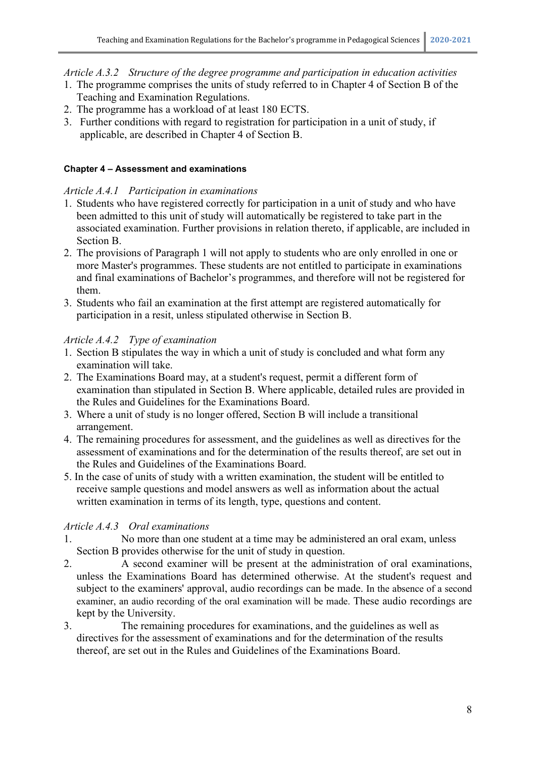*Article A.3.2 Structure of the degree programme and participation in education activities*

1. The programme comprises the units of study referred to in Chapter 4 of Section B of the Teaching and Examination Regulations.
2. The programme has a workload of at least 180 ECTS.
3. Further conditions with regard to registration for participation in a unit of study, if applicable, are described in Chapter 4 of Section B.

#### Chapter 4 – Assessment and examinations

*Article A.4.1 Participation in examinations*

1. Students who have registered correctly for participation in a unit of study and who have been admitted to this unit of study will automatically be registered to take part in the associated examination. Further provisions in relation thereto, if applicable, are included in Section B.
2. The provisions of Paragraph 1 will not apply to students who are only enrolled in one or more Master's programmes. These students are not entitled to participate in examinations and final examinations of Bachelor's programmes, and therefore will not be registered for them.
3. Students who fail an examination at the first attempt are registered automatically for participation in a resit, unless stipulated otherwise in Section B.

*Article A.4.2 Type of examination*

1. Section B stipulates the way in which a unit of study is concluded and what form any examination will take.
2. The Examinations Board may, at a student's request, permit a different form of examination than stipulated in Section B. Where applicable, detailed rules are provided in the Rules and Guidelines for the Examinations Board.
3. Where a unit of study is no longer offered, Section B will include a transitional arrangement.
4. The remaining procedures for assessment, and the guidelines as well as directives for the assessment of examinations and for the determination of the results thereof, are set out in the Rules and Guidelines of the Examinations Board.
5. In the case of units of study with a written examination, the student will be entitled to receive sample questions and model answers as well as information about the actual written examination in terms of its length, type, questions and content.

*Article A.4.3 Oral examinations*

1. No more than one student at a time may be administered an oral exam, unless Section B provides otherwise for the unit of study in question.
2. A second examiner will be present at the administration of oral examinations, unless the Examinations Board has determined otherwise. At the student's request and subject to the examiners' approval, audio recordings can be made. In the absence of a second examiner, an audio recording of the oral examination will be made. These audio recordings are kept by the University.
3. The remaining procedures for examinations, and the guidelines as well as directives for the assessment of examinations and for the determination of the results thereof, are set out in the Rules and Guidelines of the Examinations Board.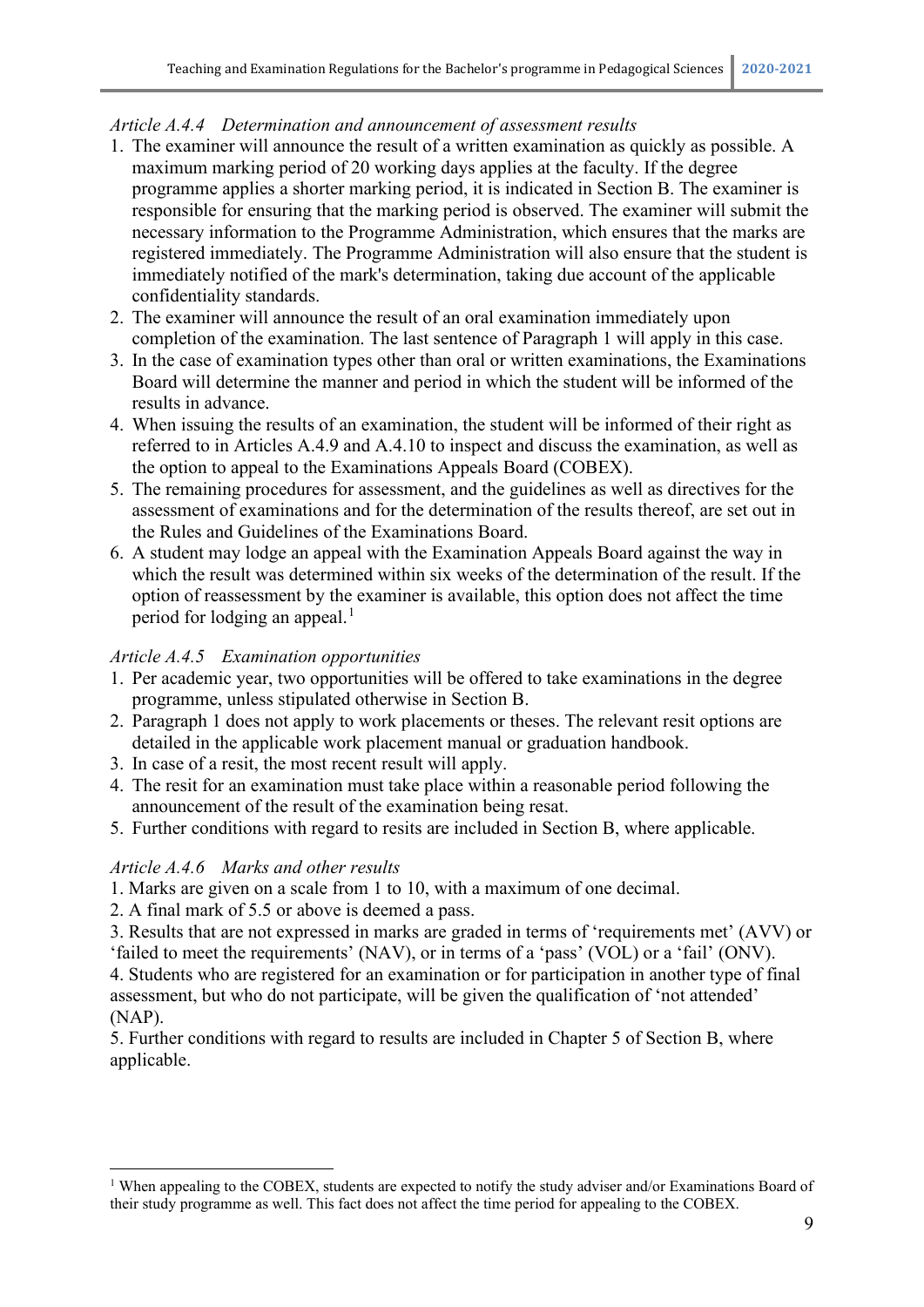*Article A.4.4 Determination and announcement of assessment results*

1. The examiner will announce the result of a written examination as quickly as possible. A maximum marking period of 20 working days applies at the faculty. If the degree programme applies a shorter marking period, it is indicated in Section B. The examiner is responsible for ensuring that the marking period is observed. The examiner will submit the necessary information to the Programme Administration, which ensures that the marks are registered immediately. The Programme Administration will also ensure that the student is immediately notified of the mark's determination, taking due account of the applicable confidentiality standards.
2. The examiner will announce the result of an oral examination immediately upon completion of the examination. The last sentence of Paragraph 1 will apply in this case.
3. In the case of examination types other than oral or written examinations, the Examinations Board will determine the manner and period in which the student will be informed of the results in advance.
4. When issuing the results of an examination, the student will be informed of their right as referred to in Articles A.4.9 and A.4.10 to inspect and discuss the examination, as well as the option to appeal to the Examinations Appeals Board (COBEX).
5. The remaining procedures for assessment, and the guidelines as well as directives for the assessment of examinations and for the determination of the results thereof, are set out in the Rules and Guidelines of the Examinations Board.
6. A student may lodge an appeal with the Examination Appeals Board against the way in which the result was determined within six weeks of the determination of the result. If the option of reassessment by the examiner is available, this option does not affect the time period for lodging an appeal.[1]

*Article A.4.5 Examination opportunities*

1. Per academic year, two opportunities will be offered to take examinations in the degree programme, unless stipulated otherwise in Section B.
2. Paragraph 1 does not apply to work placements or theses. The relevant resit options are detailed in the applicable work placement manual or graduation handbook.
3. In case of a resit, the most recent result will apply.
4. The resit for an examination must take place within a reasonable period following the announcement of the result of the examination being resat.
5. Further conditions with regard to resits are included in Section B, where applicable.

*Article A.4.6 Marks and other results*

1. Marks are given on a scale from 1 to 10, with a maximum of one decimal.
2. A final mark of 5.5 or above is deemed a pass.
3. Results that are not expressed in marks are graded in terms of 'requirements met' (AVV) or 'failed to meet the requirements' (NAV), or in terms of a 'pass' (VOL) or a 'fail' (ONV).
4. Students who are registered for an examination or for participation in another type of final assessment, but who do not participate, will be given the qualification of 'not attended' (NAP).
5. Further conditions with regard to results are included in Chapter 5 of Section B, where applicable.

[1] When appealing to the COBEX, students are expected to notify the study adviser and/or Examinations Board of their study programme as well. This fact does not affect the time period for appealing to the COBEX.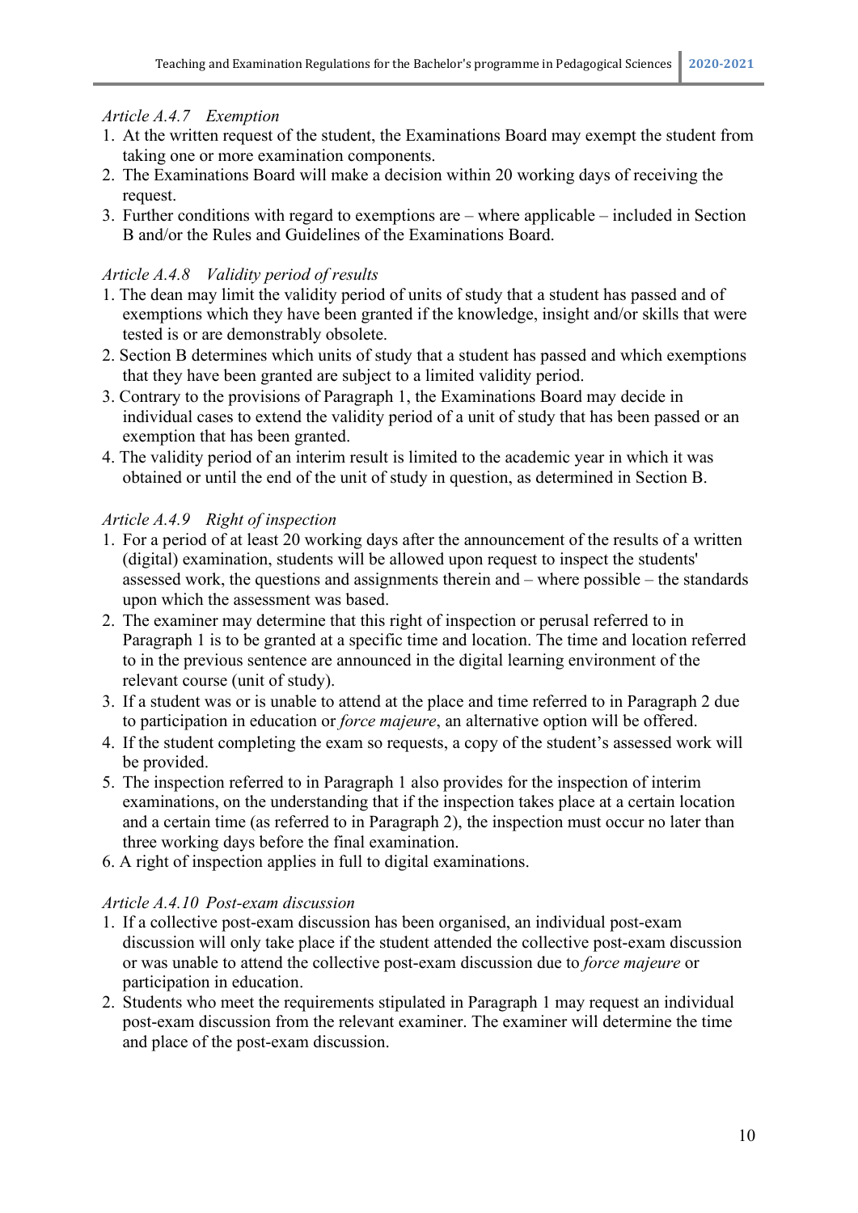*Article A.4.7 Exemption*

1. At the written request of the student, the Examinations Board may exempt the student from taking one or more examination components.
2. The Examinations Board will make a decision within 20 working days of receiving the request.
3. Further conditions with regard to exemptions are – where applicable – included in Section B and/or the Rules and Guidelines of the Examinations Board.

*Article A.4.8 Validity period of results*

1. The dean may limit the validity period of units of study that a student has passed and of exemptions which they have been granted if the knowledge, insight and/or skills that were tested is or are demonstrably obsolete.
2. Section B determines which units of study that a student has passed and which exemptions that they have been granted are subject to a limited validity period.
3. Contrary to the provisions of Paragraph 1, the Examinations Board may decide in individual cases to extend the validity period of a unit of study that has been passed or an exemption that has been granted.
4. The validity period of an interim result is limited to the academic year in which it was obtained or until the end of the unit of study in question, as determined in Section B.

*Article A.4.9 Right of inspection*

1. For a period of at least 20 working days after the announcement of the results of a written (digital) examination, students will be allowed upon request to inspect the students' assessed work, the questions and assignments therein and – where possible – the standards upon which the assessment was based.
2. The examiner may determine that this right of inspection or perusal referred to in Paragraph 1 is to be granted at a specific time and location. The time and location referred to in the previous sentence are announced in the digital learning environment of the relevant course (unit of study).
3. If a student was or is unable to attend at the place and time referred to in Paragraph 2 due to participation in education or *force majeure*, an alternative option will be offered.
4. If the student completing the exam so requests, a copy of the student's assessed work will be provided.
5. The inspection referred to in Paragraph 1 also provides for the inspection of interim examinations, on the understanding that if the inspection takes place at a certain location and a certain time (as referred to in Paragraph 2), the inspection must occur no later than three working days before the final examination.
6. A right of inspection applies in full to digital examinations.

*Article A.4.10 Post-exam discussion*

1. If a collective post-exam discussion has been organised, an individual post-exam discussion will only take place if the student attended the collective post-exam discussion or was unable to attend the collective post-exam discussion due to *force majeure* or participation in education.
2. Students who meet the requirements stipulated in Paragraph 1 may request an individual post-exam discussion from the relevant examiner. The examiner will determine the time and place of the post-exam discussion.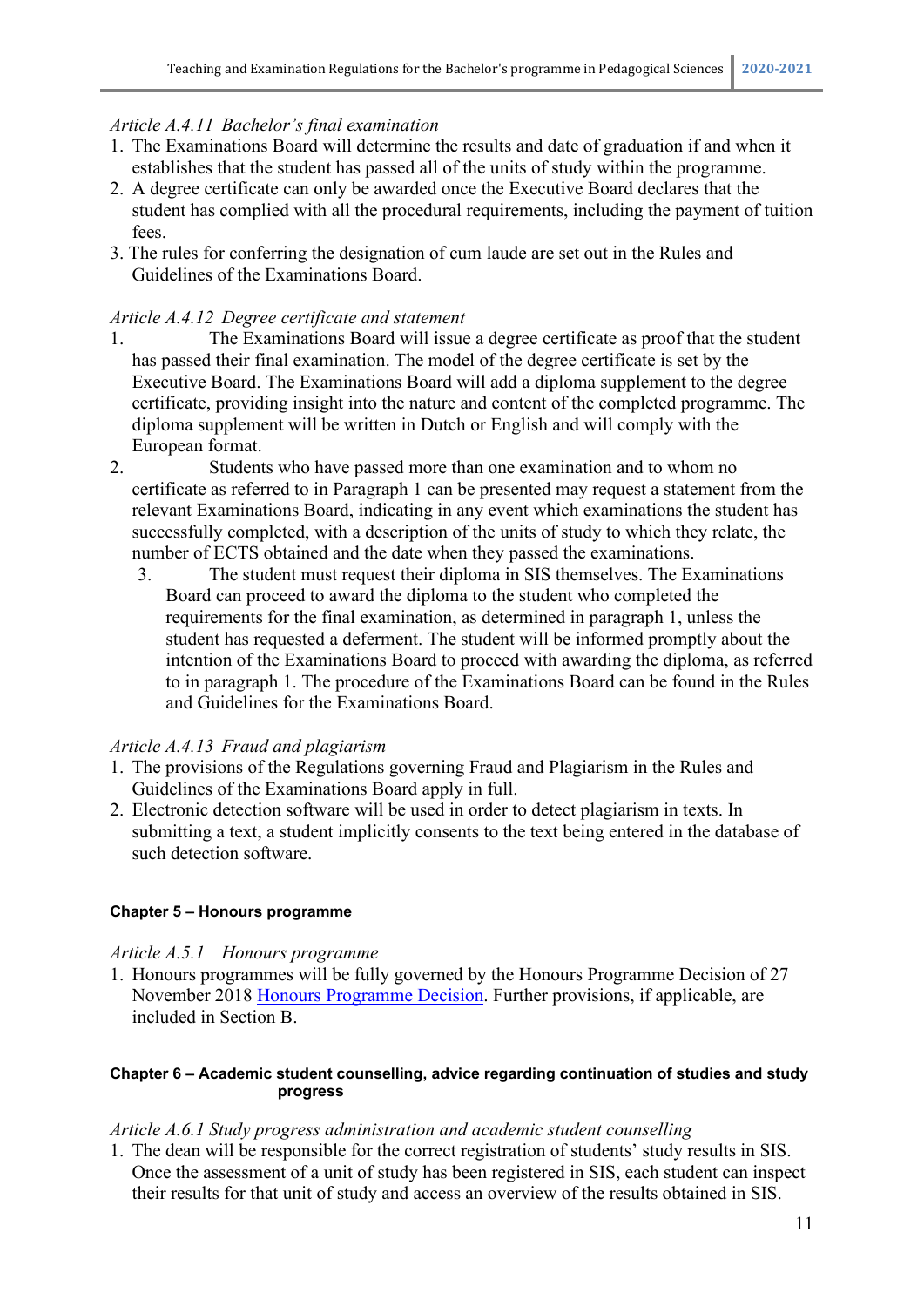*Article A.4.11 Bachelor's final examination*

1. The Examinations Board will determine the results and date of graduation if and when it establishes that the student has passed all of the units of study within the programme.
2. A degree certificate can only be awarded once the Executive Board declares that the student has complied with all the procedural requirements, including the payment of tuition fees.
3. The rules for conferring the designation of cum laude are set out in the Rules and Guidelines of the Examinations Board.

*Article A.4.12 Degree certificate and statement*

1. The Examinations Board will issue a degree certificate as proof that the student has passed their final examination. The model of the degree certificate is set by the Executive Board. The Examinations Board will add a diploma supplement to the degree certificate, providing insight into the nature and content of the completed programme. The diploma supplement will be written in Dutch or English and will comply with the European format.
2. Students who have passed more than one examination and to whom no certificate as referred to in Paragraph 1 can be presented may request a statement from the relevant Examinations Board, indicating in any event which examinations the student has successfully completed, with a description of the units of study to which they relate, the number of ECTS obtained and the date when they passed the examinations.
3. The student must request their diploma in SIS themselves. The Examinations Board can proceed to award the diploma to the student who completed the requirements for the final examination, as determined in paragraph 1, unless the student has requested a deferment. The student will be informed promptly about the intention of the Examinations Board to proceed with awarding the diploma, as referred to in paragraph 1. The procedure of the Examinations Board can be found in the Rules and Guidelines for the Examinations Board.

*Article A.4.13 Fraud and plagiarism*

1. The provisions of the Regulations governing Fraud and Plagiarism in the Rules and Guidelines of the Examinations Board apply in full.
2. Electronic detection software will be used in order to detect plagiarism in texts. In submitting a text, a student implicitly consents to the text being entered in the database of such detection software.

#### Chapter 5 – Honours programme

*Article A.5.1 Honours programme*

1. Honours programmes will be fully governed by the Honours Programme Decision of 27 November 2018 Honours Programme Decision. Further provisions, if applicable, are included in Section B.

#### Chapter 6 – Academic student counselling, advice regarding continuation of studies and study progress

*Article A.6.1 Study progress administration and academic student counselling*

1. The dean will be responsible for the correct registration of students' study results in SIS. Once the assessment of a unit of study has been registered in SIS, each student can inspect their results for that unit of study and access an overview of the results obtained in SIS.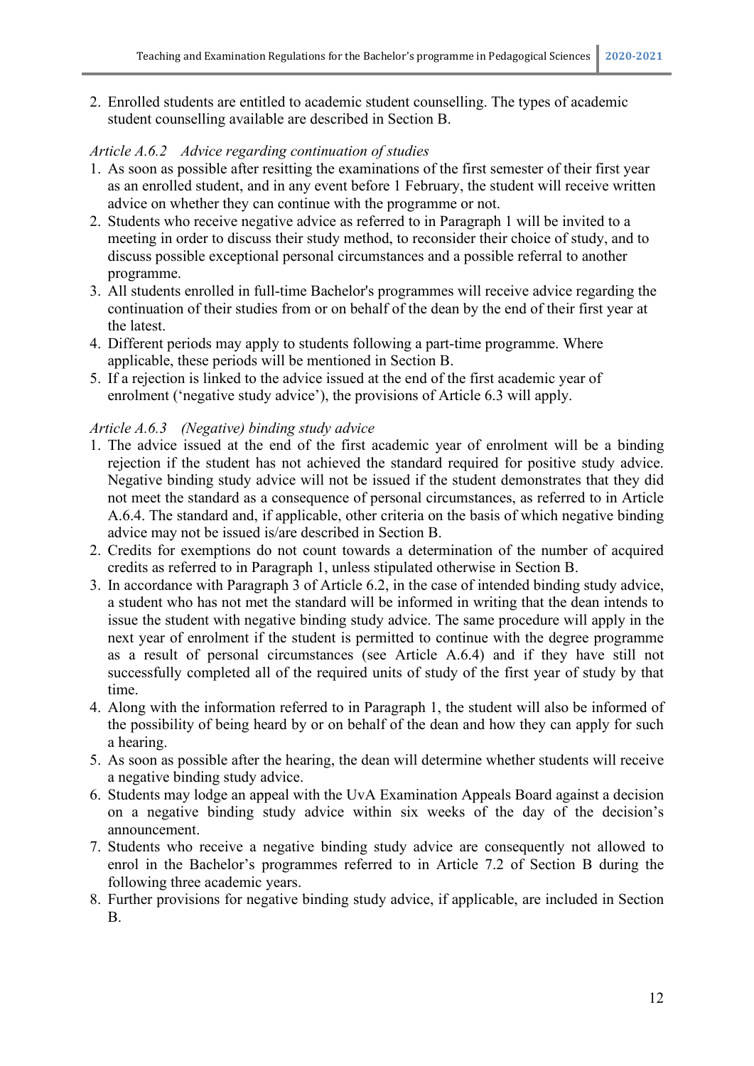2. Enrolled students are entitled to academic student counselling. The types of academic student counselling available are described in Section B.

*Article A.6.2 Advice regarding continuation of studies*

1. As soon as possible after resitting the examinations of the first semester of their first year as an enrolled student, and in any event before 1 February, the student will receive written advice on whether they can continue with the programme or not.
2. Students who receive negative advice as referred to in Paragraph 1 will be invited to a meeting in order to discuss their study method, to reconsider their choice of study, and to discuss possible exceptional personal circumstances and a possible referral to another programme.
3. All students enrolled in full-time Bachelor's programmes will receive advice regarding the continuation of their studies from or on behalf of the dean by the end of their first year at the latest.
4. Different periods may apply to students following a part-time programme. Where applicable, these periods will be mentioned in Section B.
5. If a rejection is linked to the advice issued at the end of the first academic year of enrolment ('negative study advice'), the provisions of Article 6.3 will apply.

*Article A.6.3 (Negative) binding study advice*

1. The advice issued at the end of the first academic year of enrolment will be a binding rejection if the student has not achieved the standard required for positive study advice. Negative binding study advice will not be issued if the student demonstrates that they did not meet the standard as a consequence of personal circumstances, as referred to in Article A.6.4. The standard and, if applicable, other criteria on the basis of which negative binding advice may not be issued is/are described in Section B.
2. Credits for exemptions do not count towards a determination of the number of acquired credits as referred to in Paragraph 1, unless stipulated otherwise in Section B.
3. In accordance with Paragraph 3 of Article 6.2, in the case of intended binding study advice, a student who has not met the standard will be informed in writing that the dean intends to issue the student with negative binding study advice. The same procedure will apply in the next year of enrolment if the student is permitted to continue with the degree programme as a result of personal circumstances (see Article A.6.4) and if they have still not successfully completed all of the required units of study of the first year of study by that time.
4. Along with the information referred to in Paragraph 1, the student will also be informed of the possibility of being heard by or on behalf of the dean and how they can apply for such a hearing.
5. As soon as possible after the hearing, the dean will determine whether students will receive a negative binding study advice.
6. Students may lodge an appeal with the UvA Examination Appeals Board against a decision on a negative binding study advice within six weeks of the day of the decision's announcement.
7. Students who receive a negative binding study advice are consequently not allowed to enrol in the Bachelor's programmes referred to in Article 7.2 of Section B during the following three academic years.
8. Further provisions for negative binding study advice, if applicable, are included in Section B.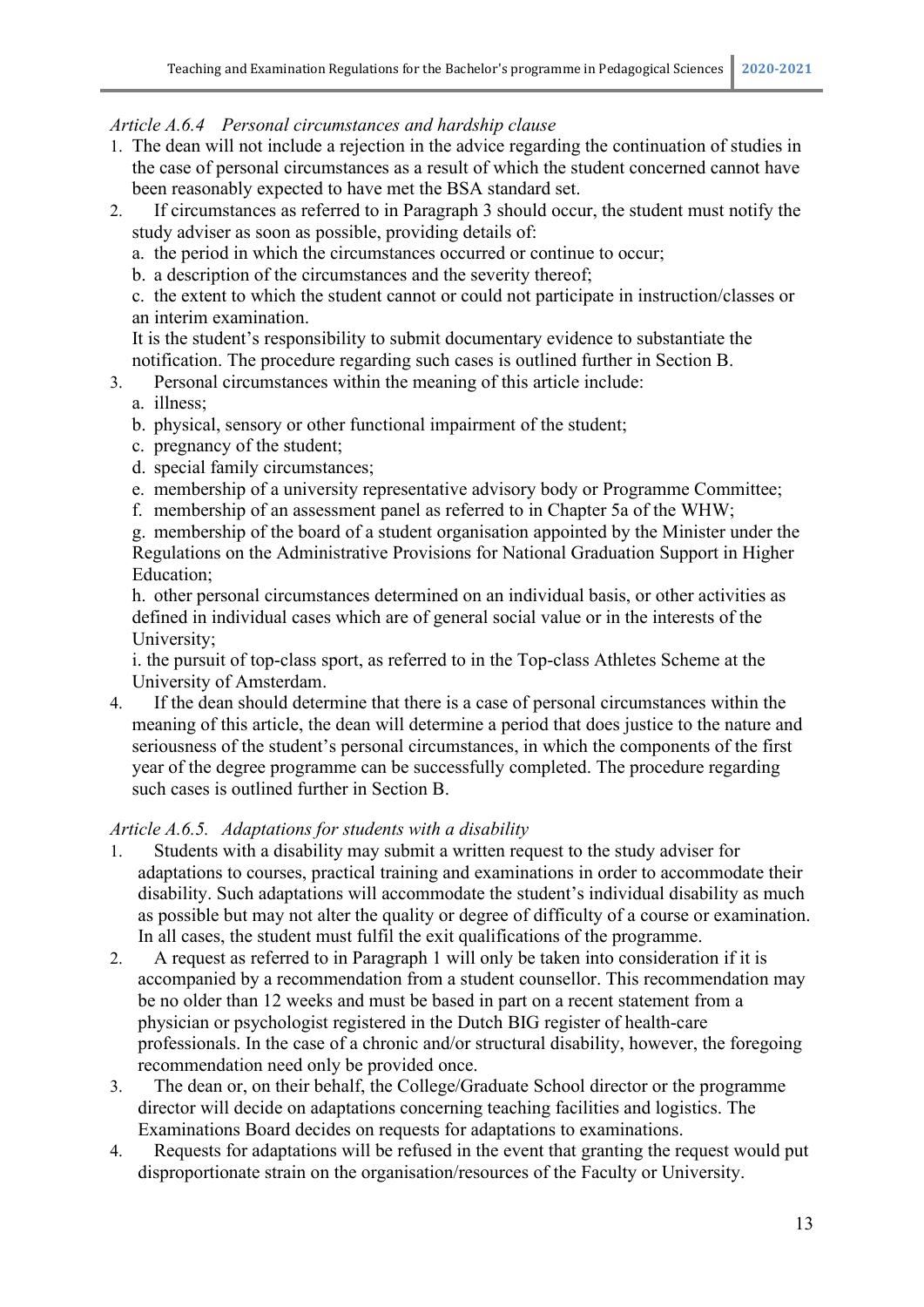*Article A.6.4 Personal circumstances and hardship clause*

1. The dean will not include a rejection in the advice regarding the continuation of studies in the case of personal circumstances as a result of which the student concerned cannot have been reasonably expected to have met the BSA standard set.
2. If circumstances as referred to in Paragraph 3 should occur, the student must notify the study adviser as soon as possible, providing details of:
   a. the period in which the circumstances occurred or continue to occur;
   b. a description of the circumstances and the severity thereof;
   c. the extent to which the student cannot or could not participate in instruction/classes or an interim examination.

   It is the student's responsibility to submit documentary evidence to substantiate the notification. The procedure regarding such cases is outlined further in Section B.
3. Personal circumstances within the meaning of this article include:
   a. illness;
   b. physical, sensory or other functional impairment of the student;
   c. pregnancy of the student;
   d. special family circumstances;
   e. membership of a university representative advisory body or Programme Committee;
   f. membership of an assessment panel as referred to in Chapter 5a of the WHW;
   g. membership of the board of a student organisation appointed by the Minister under the Regulations on the Administrative Provisions for National Graduation Support in Higher Education;
   h. other personal circumstances determined on an individual basis, or other activities as defined in individual cases which are of general social value or in the interests of the University;
   i. the pursuit of top-class sport, as referred to in the Top-class Athletes Scheme at the University of Amsterdam.
4. If the dean should determine that there is a case of personal circumstances within the meaning of this article, the dean will determine a period that does justice to the nature and seriousness of the student's personal circumstances, in which the components of the first year of the degree programme can be successfully completed. The procedure regarding such cases is outlined further in Section B.

*Article A.6.5. Adaptations for students with a disability*

1. Students with a disability may submit a written request to the study adviser for adaptations to courses, practical training and examinations in order to accommodate their disability. Such adaptations will accommodate the student's individual disability as much as possible but may not alter the quality or degree of difficulty of a course or examination. In all cases, the student must fulfil the exit qualifications of the programme.
2. A request as referred to in Paragraph 1 will only be taken into consideration if it is accompanied by a recommendation from a student counsellor. This recommendation may be no older than 12 weeks and must be based in part on a recent statement from a physician or psychologist registered in the Dutch BIG register of health-care professionals. In the case of a chronic and/or structural disability, however, the foregoing recommendation need only be provided once.
3. The dean or, on their behalf, the College/Graduate School director or the programme director will decide on adaptations concerning teaching facilities and logistics. The Examinations Board decides on requests for adaptations to examinations.
4. Requests for adaptations will be refused in the event that granting the request would put disproportionate strain on the organisation/resources of the Faculty or University.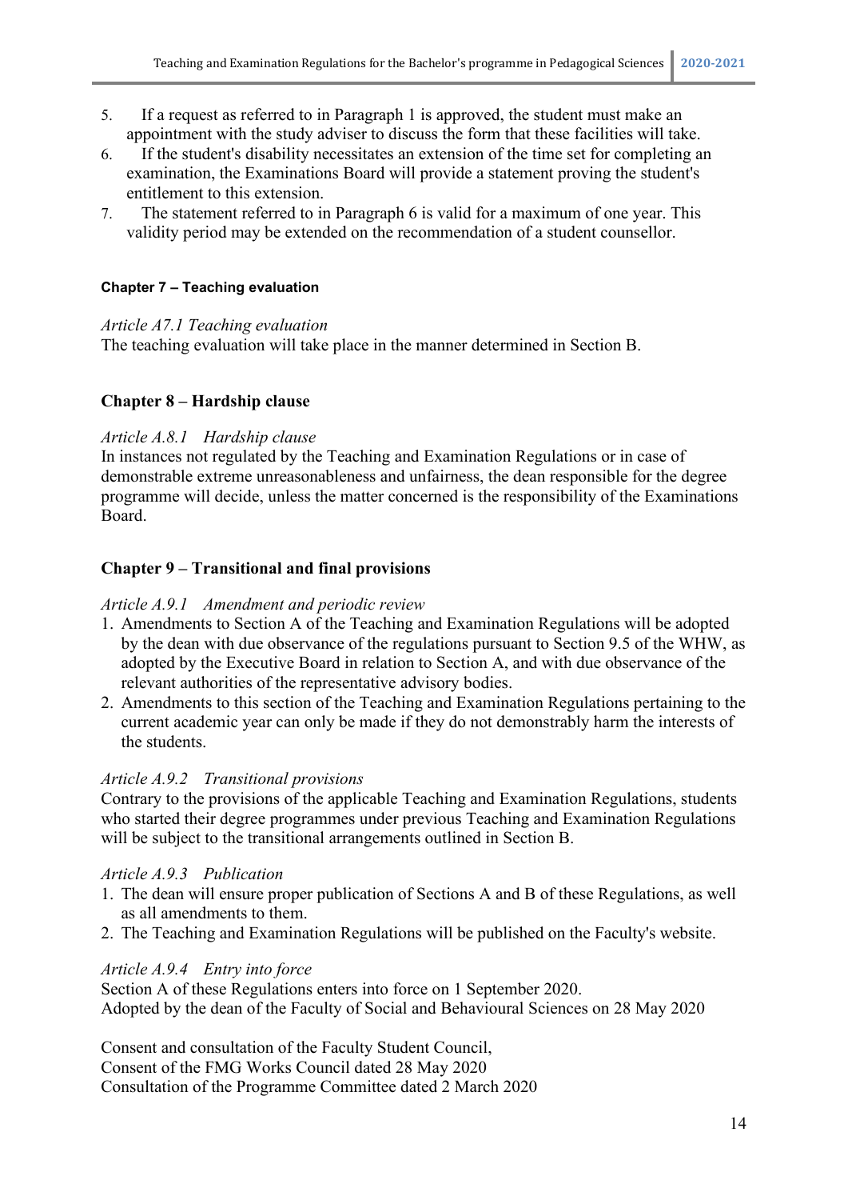5. If a request as referred to in Paragraph 1 is approved, the student must make an appointment with the study adviser to discuss the form that these facilities will take.
6. If the student's disability necessitates an extension of the time set for completing an examination, the Examinations Board will provide a statement proving the student's entitlement to this extension.
7. The statement referred to in Paragraph 6 is valid for a maximum of one year. This validity period may be extended on the recommendation of a student counsellor.

#### Chapter 7 – Teaching evaluation

*Article A7.1 Teaching evaluation*

The teaching evaluation will take place in the manner determined in Section B.

### Chapter 8 – Hardship clause

*Article A.8.1 Hardship clause*

In instances not regulated by the Teaching and Examination Regulations or in case of demonstrable extreme unreasonableness and unfairness, the dean responsible for the degree programme will decide, unless the matter concerned is the responsibility of the Examinations Board.

### Chapter 9 – Transitional and final provisions

*Article A.9.1 Amendment and periodic review*

1. Amendments to Section A of the Teaching and Examination Regulations will be adopted by the dean with due observance of the regulations pursuant to Section 9.5 of the WHW, as adopted by the Executive Board in relation to Section A, and with due observance of the relevant authorities of the representative advisory bodies.
2. Amendments to this section of the Teaching and Examination Regulations pertaining to the current academic year can only be made if they do not demonstrably harm the interests of the students.

*Article A.9.2 Transitional provisions*

Contrary to the provisions of the applicable Teaching and Examination Regulations, students who started their degree programmes under previous Teaching and Examination Regulations will be subject to the transitional arrangements outlined in Section B.

*Article A.9.3 Publication*

1. The dean will ensure proper publication of Sections A and B of these Regulations, as well as all amendments to them.
2. The Teaching and Examination Regulations will be published on the Faculty's website.

*Article A.9.4 Entry into force*

Section A of these Regulations enters into force on 1 September 2020.
Adopted by the dean of the Faculty of Social and Behavioural Sciences on 28 May 2020

Consent and consultation of the Faculty Student Council,
Consent of the FMG Works Council dated 28 May 2020
Consultation of the Programme Committee dated 2 March 2020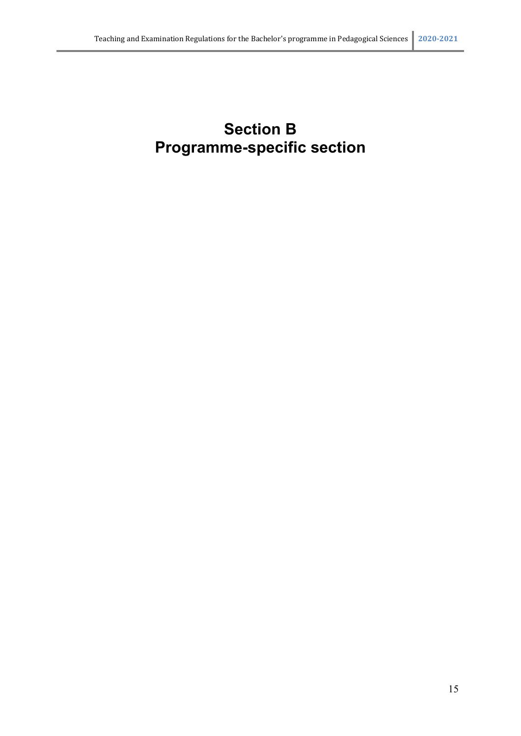# Section B
# Programme-specific section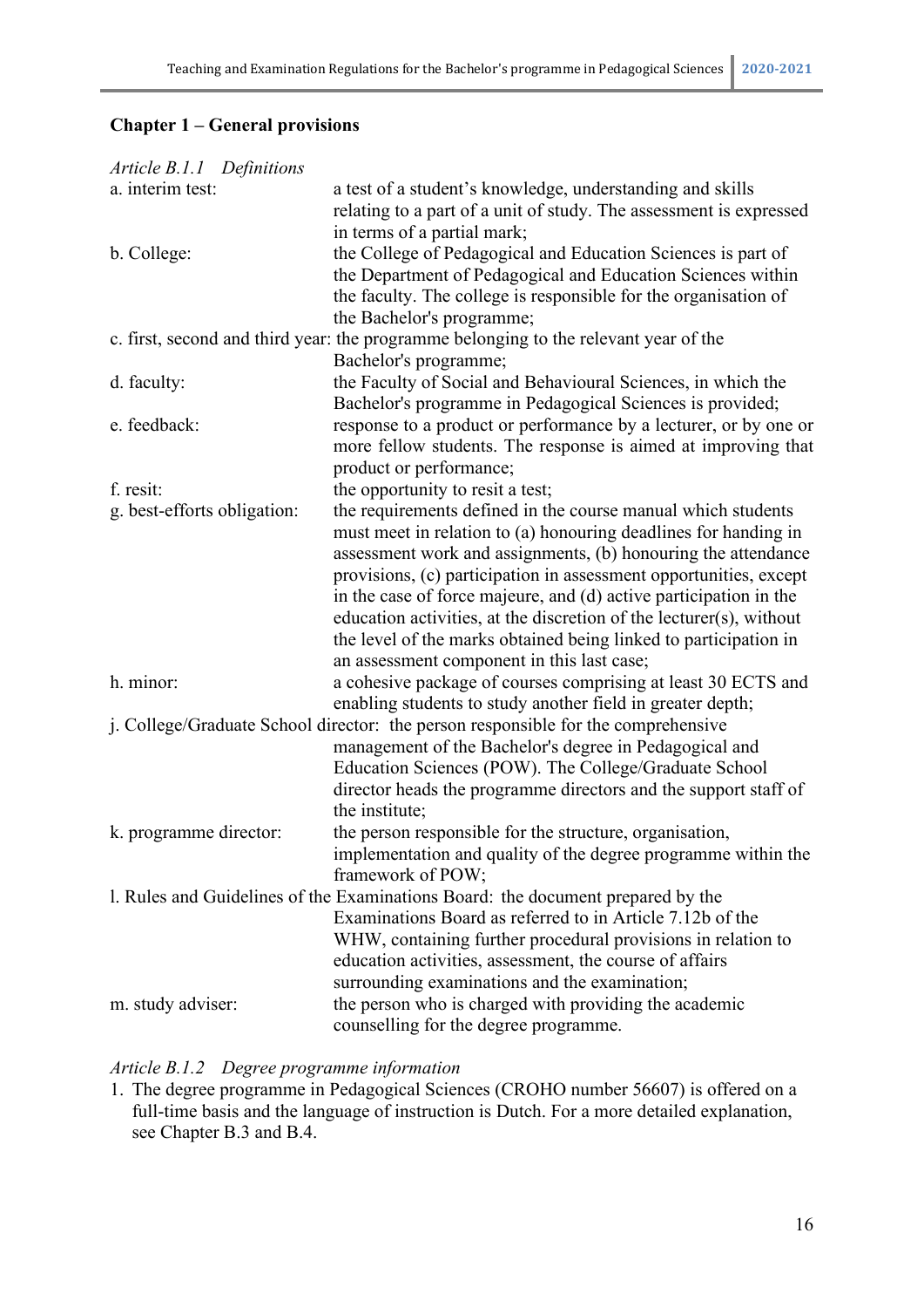## Chapter 1 – General provisions

*Article B.1.1 Definitions*

a. interim test: a test of a student's knowledge, understanding and skills relating to a part of a unit of study. The assessment is expressed in terms of a partial mark;

b. College: the College of Pedagogical and Education Sciences is part of the Department of Pedagogical and Education Sciences within the faculty. The college is responsible for the organisation of the Bachelor's programme;

c. first, second and third year: the programme belonging to the relevant year of the Bachelor's programme;

d. faculty: the Faculty of Social and Behavioural Sciences, in which the Bachelor's programme in Pedagogical Sciences is provided;

e. feedback: response to a product or performance by a lecturer, or by one or more fellow students. The response is aimed at improving that product or performance;

f. resit: the opportunity to resit a test;

g. best-efforts obligation: the requirements defined in the course manual which students must meet in relation to (a) honouring deadlines for handing in assessment work and assignments, (b) honouring the attendance provisions, (c) participation in assessment opportunities, except in the case of force majeure, and (d) active participation in the education activities, at the discretion of the lecturer(s), without the level of the marks obtained being linked to participation in an assessment component in this last case;

h. minor: a cohesive package of courses comprising at least 30 ECTS and enabling students to study another field in greater depth;

j. College/Graduate School director: the person responsible for the comprehensive management of the Bachelor's degree in Pedagogical and Education Sciences (POW). The College/Graduate School director heads the programme directors and the support staff of the institute;

k. programme director: the person responsible for the structure, organisation, implementation and quality of the degree programme within the framework of POW;

l. Rules and Guidelines of the Examinations Board: the document prepared by the Examinations Board as referred to in Article 7.12b of the WHW, containing further procedural provisions in relation to education activities, assessment, the course of affairs surrounding examinations and the examination;

m. study adviser: the person who is charged with providing the academic counselling for the degree programme.

*Article B.1.2 Degree programme information*

1. The degree programme in Pedagogical Sciences (CROHO number 56607) is offered on a full-time basis and the language of instruction is Dutch. For a more detailed explanation, see Chapter B.3 and B.4.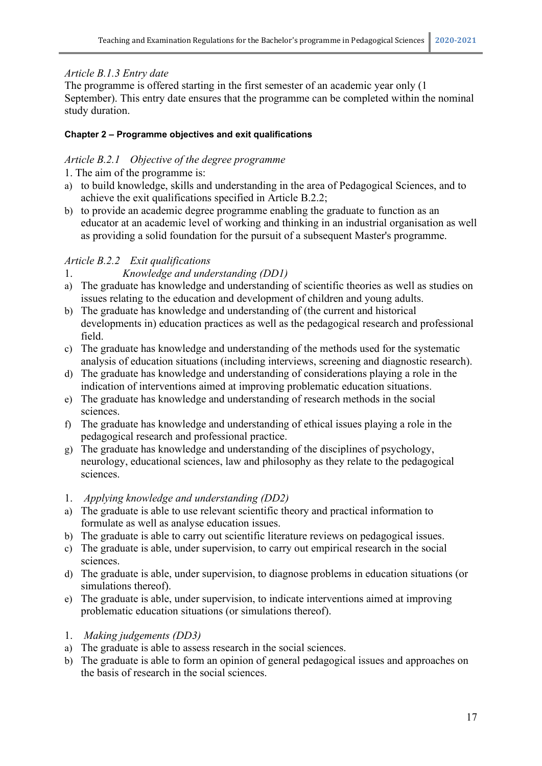*Article B.1.3 Entry date*

The programme is offered starting in the first semester of an academic year only (1 September). This entry date ensures that the programme can be completed within the nominal study duration.

**Chapter 2 – Programme objectives and exit qualifications**

*Article B.2.1 Objective of the degree programme*

1. The aim of the programme is:

a) to build knowledge, skills and understanding in the area of Pedagogical Sciences, and to achieve the exit qualifications specified in Article B.2.2;
b) to provide an academic degree programme enabling the graduate to function as an educator at an academic level of working and thinking in an industrial organisation as well as providing a solid foundation for the pursuit of a subsequent Master's programme.

*Article B.2.2 Exit qualifications*

1. *Knowledge and understanding (DD1)*

a) The graduate has knowledge and understanding of scientific theories as well as studies on issues relating to the education and development of children and young adults.
b) The graduate has knowledge and understanding of (the current and historical developments in) education practices as well as the pedagogical research and professional field.
c) The graduate has knowledge and understanding of the methods used for the systematic analysis of education situations (including interviews, screening and diagnostic research).
d) The graduate has knowledge and understanding of considerations playing a role in the indication of interventions aimed at improving problematic education situations.
e) The graduate has knowledge and understanding of research methods in the social sciences.
f) The graduate has knowledge and understanding of ethical issues playing a role in the pedagogical research and professional practice.
g) The graduate has knowledge and understanding of the disciplines of psychology, neurology, educational sciences, law and philosophy as they relate to the pedagogical sciences.

1. *Applying knowledge and understanding (DD2)*

a) The graduate is able to use relevant scientific theory and practical information to formulate as well as analyse education issues.
b) The graduate is able to carry out scientific literature reviews on pedagogical issues.
c) The graduate is able, under supervision, to carry out empirical research in the social sciences.
d) The graduate is able, under supervision, to diagnose problems in education situations (or simulations thereof).
e) The graduate is able, under supervision, to indicate interventions aimed at improving problematic education situations (or simulations thereof).

1. *Making judgements (DD3)*

a) The graduate is able to assess research in the social sciences.
b) The graduate is able to form an opinion of general pedagogical issues and approaches on the basis of research in the social sciences.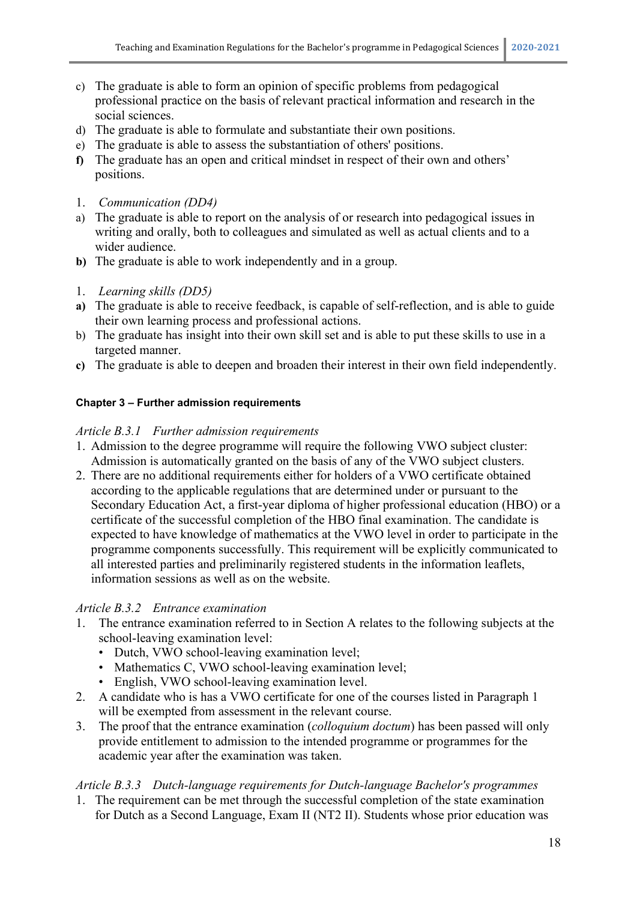c) The graduate is able to form an opinion of specific problems from pedagogical professional practice on the basis of relevant practical information and research in the social sciences.
d) The graduate is able to formulate and substantiate their own positions.
e) The graduate is able to assess the substantiation of others' positions.
**f)** The graduate has an open and critical mindset in respect of their own and others' positions.

1. *Communication (DD4)*

a) The graduate is able to report on the analysis of or research into pedagogical issues in writing and orally, both to colleagues and simulated as well as actual clients and to a wider audience.
**b)** The graduate is able to work independently and in a group.

1. *Learning skills (DD5)*

**a)** The graduate is able to receive feedback, is capable of self-reflection, and is able to guide their own learning process and professional actions.
b) The graduate has insight into their own skill set and is able to put these skills to use in a targeted manner.
**c)** The graduate is able to deepen and broaden their interest in their own field independently.

#### Chapter 3 – Further admission requirements

*Article B.3.1 Further admission requirements*

1. Admission to the degree programme will require the following VWO subject cluster: Admission is automatically granted on the basis of any of the VWO subject clusters.
2. There are no additional requirements either for holders of a VWO certificate obtained according to the applicable regulations that are determined under or pursuant to the Secondary Education Act, a first-year diploma of higher professional education (HBO) or a certificate of the successful completion of the HBO final examination. The candidate is expected to have knowledge of mathematics at the VWO level in order to participate in the programme components successfully. This requirement will be explicitly communicated to all interested parties and preliminarily registered students in the information leaflets, information sessions as well as on the website.

*Article B.3.2 Entrance examination*

1. The entrance examination referred to in Section A relates to the following subjects at the school-leaving examination level:
   - Dutch, VWO school-leaving examination level;
   - Mathematics C, VWO school-leaving examination level;
   - English, VWO school-leaving examination level.
2. A candidate who is has a VWO certificate for one of the courses listed in Paragraph 1 will be exempted from assessment in the relevant course.
3. The proof that the entrance examination (*colloquium doctum*) has been passed will only provide entitlement to admission to the intended programme or programmes for the academic year after the examination was taken.

*Article B.3.3 Dutch-language requirements for Dutch-language Bachelor's programmes*

1. The requirement can be met through the successful completion of the state examination for Dutch as a Second Language, Exam II (NT2 II). Students whose prior education was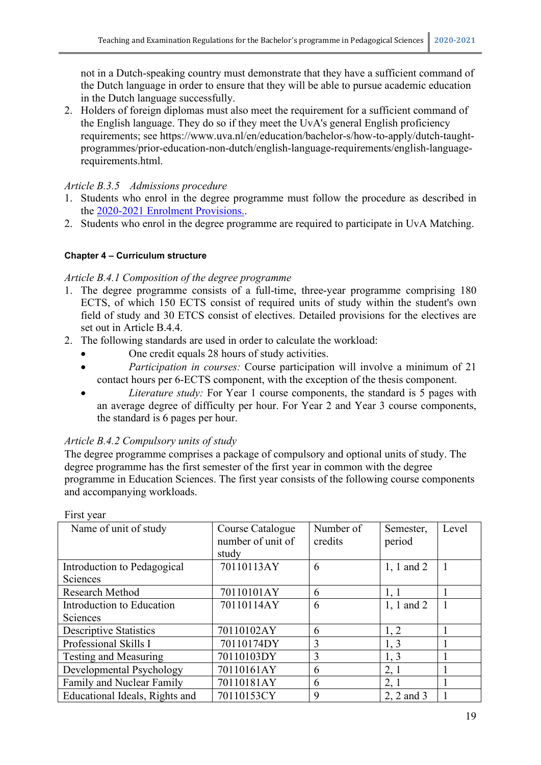not in a Dutch-speaking country must demonstrate that they have a sufficient command of the Dutch language in order to ensure that they will be able to pursue academic education in the Dutch language successfully.

2. Holders of foreign diplomas must also meet the requirement for a sufficient command of the English language. They do so if they meet the UvA's general English proficiency requirements; see https://www.uva.nl/en/education/bachelor-s/how-to-apply/dutch-taught-programmes/prior-education-non-dutch/english-language-requirements/english-language-requirements.html.

*Article B.3.5 Admissions procedure*

1. Students who enrol in the degree programme must follow the procedure as described in the 2020-2021 Enrolment Provisions..
2. Students who enrol in the degree programme are required to participate in UvA Matching.

#### Chapter 4 – Curriculum structure

*Article B.4.1 Composition of the degree programme*

1. The degree programme consists of a full-time, three-year programme comprising 180 ECTS, of which 150 ECTS consist of required units of study within the student's own field of study and 30 ETCS consist of electives. Detailed provisions for the electives are set out in Article B.4.4.
2. The following standards are used in order to calculate the workload:
   - One credit equals 28 hours of study activities.
   - *Participation in courses:* Course participation will involve a minimum of 21 contact hours per 6-ECTS component, with the exception of the thesis component.
   - *Literature study:* For Year 1 course components, the standard is 5 pages with an average degree of difficulty per hour. For Year 2 and Year 3 course components, the standard is 6 pages per hour.

*Article B.4.2 Compulsory units of study*

The degree programme comprises a package of compulsory and optional units of study. The degree programme has the first semester of the first year in common with the degree programme in Education Sciences. The first year consists of the following course components and accompanying workloads.

First year

| Name of unit of study | Course Catalogue number of unit of study | Number of credits | Semester, period | Level |
|---|---|---|---|---|
| Introduction to Pedagogical Sciences | 70110113AY | 6 | 1, 1 and 2 | 1 |
| Research Method | 70110101AY | 6 | 1, 1 | 1 |
| Introduction to Education Sciences | 70110114AY | 6 | 1, 1 and 2 | 1 |
| Descriptive Statistics | 70110102AY | 6 | 1, 2 | 1 |
| Professional Skills I | 70110174DY | 3 | 1, 3 | 1 |
| Testing and Measuring | 70110103DY | 3 | 1, 3 | 1 |
| Developmental Psychology | 70110161AY | 6 | 2, 1 | 1 |
| Family and Nuclear Family | 70110181AY | 6 | 2, 1 | 1 |
| Educational Ideals, Rights and | 70110153CY | 9 | 2, 2 and 3 | 1 |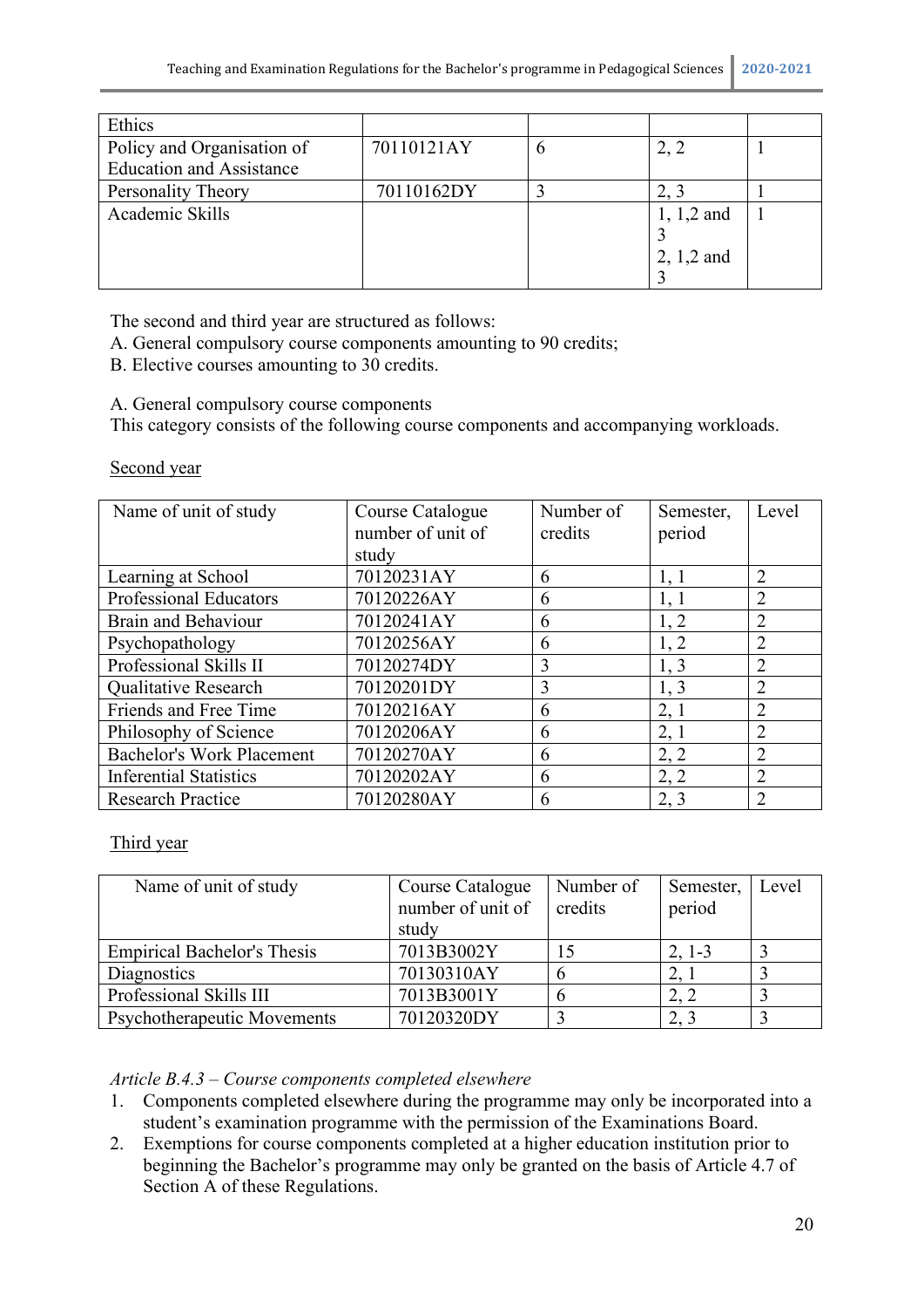| | | | | |
|---|---|---|---|---|
| Ethics | | | | |
| Policy and Organisation of Education and Assistance | 70110121AY | 6 | 2, 2 | 1 |
| Personality Theory | 70110162DY | 3 | 2, 3 | 1 |
| Academic Skills | | | 1, 1,2 and 3<br>2, 1,2 and 3 | 1 |

The second and third year are structured as follows:
A. General compulsory course components amounting to 90 credits;
B. Elective courses amounting to 30 credits.

A. General compulsory course components
This category consists of the following course components and accompanying workloads.

<u>Second year</u>

| Name of unit of study | Course Catalogue number of unit of study | Number of credits | Semester, period | Level |
|---|---|---|---|---|
| Learning at School | 70120231AY | 6 | 1, 1 | 2 |
| Professional Educators | 70120226AY | 6 | 1, 1 | 2 |
| Brain and Behaviour | 70120241AY | 6 | 1, 2 | 2 |
| Psychopathology | 70120256AY | 6 | 1, 2 | 2 |
| Professional Skills II | 70120274DY | 3 | 1, 3 | 2 |
| Qualitative Research | 70120201DY | 3 | 1, 3 | 2 |
| Friends and Free Time | 70120216AY | 6 | 2, 1 | 2 |
| Philosophy of Science | 70120206AY | 6 | 2, 1 | 2 |
| Bachelor's Work Placement | 70120270AY | 6 | 2, 2 | 2 |
| Inferential Statistics | 70120202AY | 6 | 2, 2 | 2 |
| Research Practice | 70120280AY | 6 | 2, 3 | 2 |

<u>Third year</u>

| Name of unit of study | Course Catalogue number of unit of study | Number of credits | Semester, period | Level |
|---|---|---|---|---|
| Empirical Bachelor's Thesis | 7013B3002Y | 15 | 2, 1-3 | 3 |
| Diagnostics | 70130310AY | 6 | 2, 1 | 3 |
| Professional Skills III | 7013B3001Y | 6 | 2, 2 | 3 |
| Psychotherapeutic Movements | 70120320DY | 3 | 2, 3 | 3 |

*Article B.4.3 – Course components completed elsewhere*

1. Components completed elsewhere during the programme may only be incorporated into a student's examination programme with the permission of the Examinations Board.
2. Exemptions for course components completed at a higher education institution prior to beginning the Bachelor's programme may only be granted on the basis of Article 4.7 of Section A of these Regulations.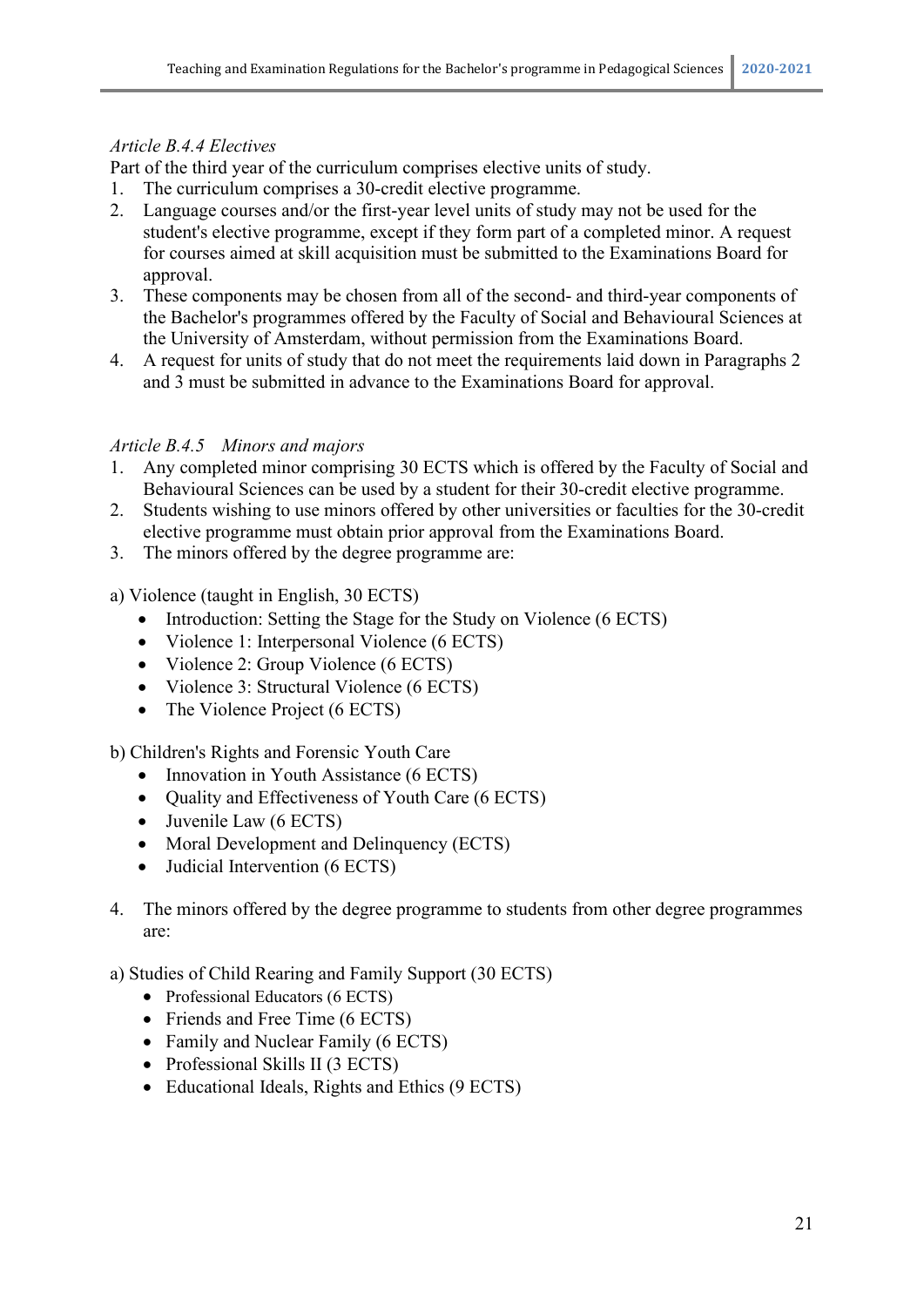*Article B.4.4 Electives*

Part of the third year of the curriculum comprises elective units of study.

1. The curriculum comprises a 30-credit elective programme.
2. Language courses and/or the first-year level units of study may not be used for the student's elective programme, except if they form part of a completed minor. A request for courses aimed at skill acquisition must be submitted to the Examinations Board for approval.
3. These components may be chosen from all of the second- and third-year components of the Bachelor's programmes offered by the Faculty of Social and Behavioural Sciences at the University of Amsterdam, without permission from the Examinations Board.
4. A request for units of study that do not meet the requirements laid down in Paragraphs 2 and 3 must be submitted in advance to the Examinations Board for approval.

*Article B.4.5 Minors and majors*

1. Any completed minor comprising 30 ECTS which is offered by the Faculty of Social and Behavioural Sciences can be used by a student for their 30-credit elective programme.
2. Students wishing to use minors offered by other universities or faculties for the 30-credit elective programme must obtain prior approval from the Examinations Board.
3. The minors offered by the degree programme are:

a) Violence (taught in English, 30 ECTS)

- Introduction: Setting the Stage for the Study on Violence (6 ECTS)
- Violence 1: Interpersonal Violence (6 ECTS)
- Violence 2: Group Violence (6 ECTS)
- Violence 3: Structural Violence (6 ECTS)
- The Violence Project (6 ECTS)

b) Children's Rights and Forensic Youth Care

- Innovation in Youth Assistance (6 ECTS)
- Quality and Effectiveness of Youth Care (6 ECTS)
- Juvenile Law (6 ECTS)
- Moral Development and Delinquency (ECTS)
- Judicial Intervention (6 ECTS)

4. The minors offered by the degree programme to students from other degree programmes are:

a) Studies of Child Rearing and Family Support (30 ECTS)

- Professional Educators (6 ECTS)
- Friends and Free Time (6 ECTS)
- Family and Nuclear Family (6 ECTS)
- Professional Skills II (3 ECTS)
- Educational Ideals, Rights and Ethics (9 ECTS)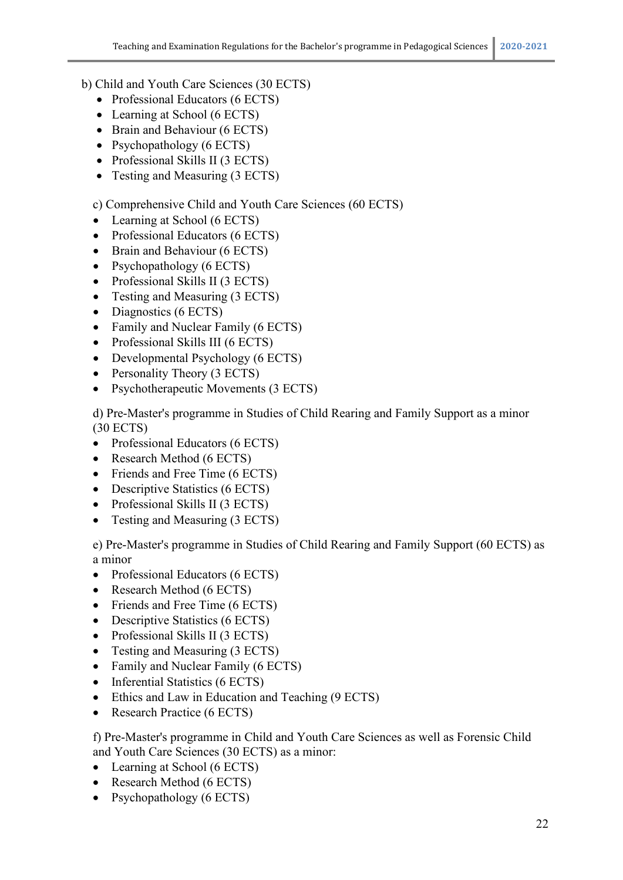b) Child and Youth Care Sciences (30 ECTS)

- Professional Educators (6 ECTS)
- Learning at School (6 ECTS)
- Brain and Behaviour (6 ECTS)
- Psychopathology (6 ECTS)
- Professional Skills II (3 ECTS)
- Testing and Measuring (3 ECTS)

c) Comprehensive Child and Youth Care Sciences (60 ECTS)

- Learning at School (6 ECTS)
- Professional Educators (6 ECTS)
- Brain and Behaviour (6 ECTS)
- Psychopathology (6 ECTS)
- Professional Skills II (3 ECTS)
- Testing and Measuring (3 ECTS)
- Diagnostics (6 ECTS)
- Family and Nuclear Family (6 ECTS)
- Professional Skills III (6 ECTS)
- Developmental Psychology (6 ECTS)
- Personality Theory (3 ECTS)
- Psychotherapeutic Movements (3 ECTS)

d) Pre-Master's programme in Studies of Child Rearing and Family Support as a minor (30 ECTS)

- Professional Educators (6 ECTS)
- Research Method (6 ECTS)
- Friends and Free Time (6 ECTS)
- Descriptive Statistics (6 ECTS)
- Professional Skills II (3 ECTS)
- Testing and Measuring (3 ECTS)

e) Pre-Master's programme in Studies of Child Rearing and Family Support (60 ECTS) as a minor

- Professional Educators (6 ECTS)
- Research Method (6 ECTS)
- Friends and Free Time (6 ECTS)
- Descriptive Statistics (6 ECTS)
- Professional Skills II (3 ECTS)
- Testing and Measuring (3 ECTS)
- Family and Nuclear Family (6 ECTS)
- Inferential Statistics (6 ECTS)
- Ethics and Law in Education and Teaching (9 ECTS)
- Research Practice (6 ECTS)

f) Pre-Master's programme in Child and Youth Care Sciences as well as Forensic Child and Youth Care Sciences (30 ECTS) as a minor:

- Learning at School (6 ECTS)
- Research Method (6 ECTS)
- Psychopathology (6 ECTS)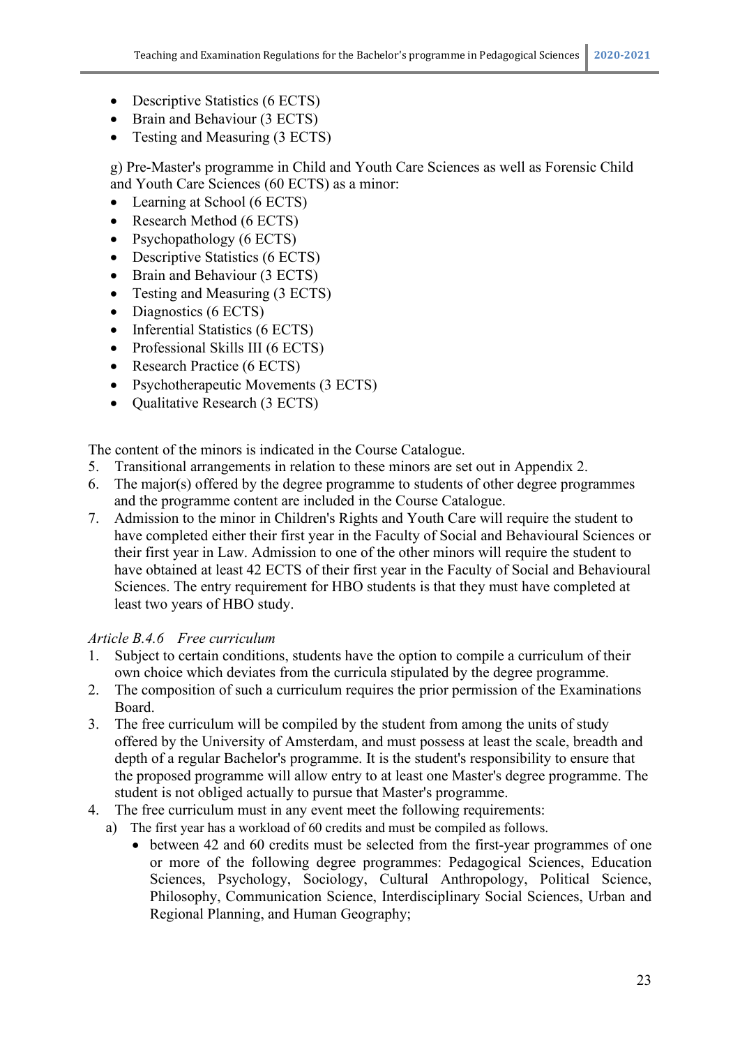- Descriptive Statistics (6 ECTS)
- Brain and Behaviour (3 ECTS)
- Testing and Measuring (3 ECTS)

g) Pre-Master's programme in Child and Youth Care Sciences as well as Forensic Child and Youth Care Sciences (60 ECTS) as a minor:

- Learning at School (6 ECTS)
- Research Method (6 ECTS)
- Psychopathology (6 ECTS)
- Descriptive Statistics (6 ECTS)
- Brain and Behaviour (3 ECTS)
- Testing and Measuring (3 ECTS)
- Diagnostics (6 ECTS)
- Inferential Statistics (6 ECTS)
- Professional Skills III (6 ECTS)
- Research Practice (6 ECTS)
- Psychotherapeutic Movements (3 ECTS)
- Qualitative Research (3 ECTS)

The content of the minors is indicated in the Course Catalogue.

5. Transitional arrangements in relation to these minors are set out in Appendix 2.
6. The major(s) offered by the degree programme to students of other degree programmes and the programme content are included in the Course Catalogue.
7. Admission to the minor in Children's Rights and Youth Care will require the student to have completed either their first year in the Faculty of Social and Behavioural Sciences or their first year in Law. Admission to one of the other minors will require the student to have obtained at least 42 ECTS of their first year in the Faculty of Social and Behavioural Sciences. The entry requirement for HBO students is that they must have completed at least two years of HBO study.

*Article B.4.6 Free curriculum*

1. Subject to certain conditions, students have the option to compile a curriculum of their own choice which deviates from the curricula stipulated by the degree programme.
2. The composition of such a curriculum requires the prior permission of the Examinations Board.
3. The free curriculum will be compiled by the student from among the units of study offered by the University of Amsterdam, and must possess at least the scale, breadth and depth of a regular Bachelor's programme. It is the student's responsibility to ensure that the proposed programme will allow entry to at least one Master's degree programme. The student is not obliged actually to pursue that Master's programme.
4. The free curriculum must in any event meet the following requirements:
   a) The first year has a workload of 60 credits and must be compiled as follows.
      - between 42 and 60 credits must be selected from the first-year programmes of one or more of the following degree programmes: Pedagogical Sciences, Education Sciences, Psychology, Sociology, Cultural Anthropology, Political Science, Philosophy, Communication Science, Interdisciplinary Social Sciences, Urban and Regional Planning, and Human Geography;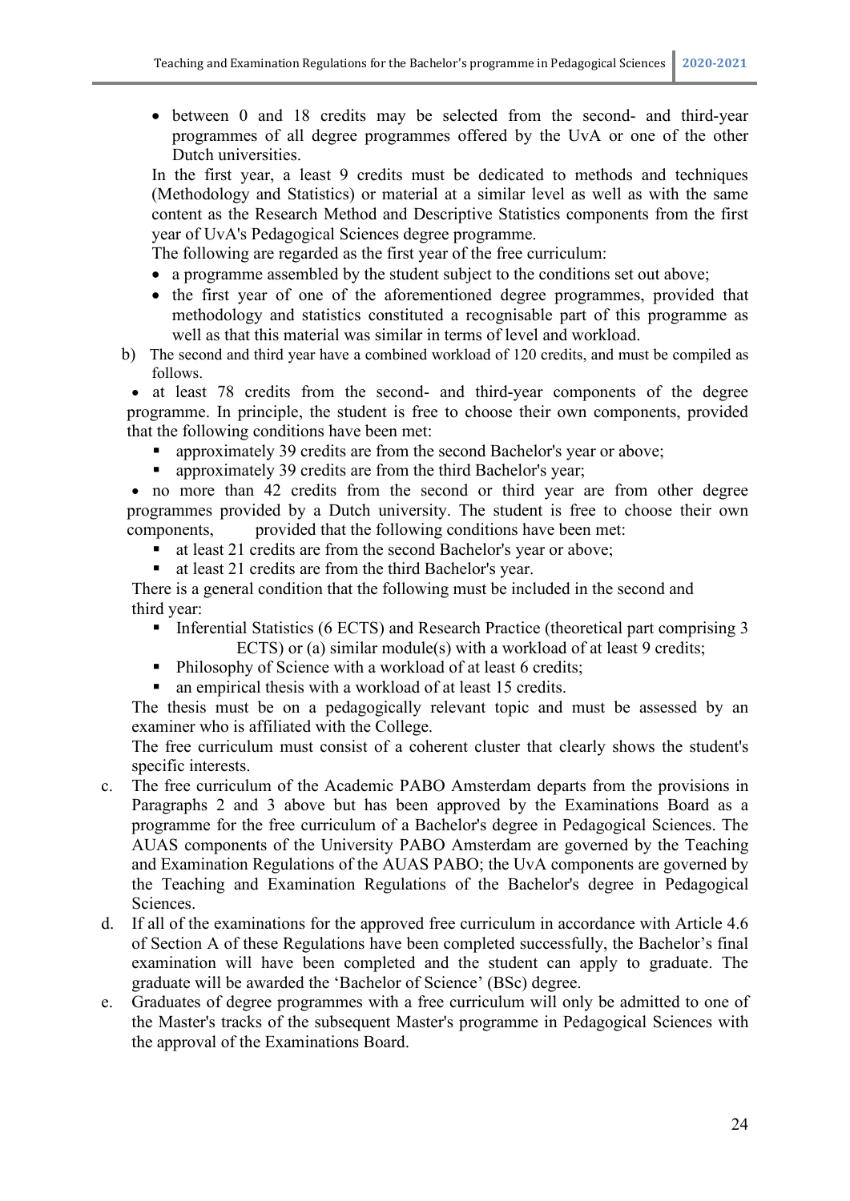- between 0 and 18 credits may be selected from the second- and third-year programmes of all degree programmes offered by the UvA or one of the other Dutch universities.

In the first year, a least 9 credits must be dedicated to methods and techniques (Methodology and Statistics) or material at a similar level as well as with the same content as the Research Method and Descriptive Statistics components from the first year of UvA's Pedagogical Sciences degree programme.

The following are regarded as the first year of the free curriculum:

- a programme assembled by the student subject to the conditions set out above;
- the first year of one of the aforementioned degree programmes, provided that methodology and statistics constituted a recognisable part of this programme as well as that this material was similar in terms of level and workload.

b) The second and third year have a combined workload of 120 credits, and must be compiled as follows.

- at least 78 credits from the second- and third-year components of the degree programme. In principle, the student is free to choose their own components, provided that the following conditions have been met:
  - approximately 39 credits are from the second Bachelor's year or above;
  - approximately 39 credits are from the third Bachelor's year;
- no more than 42 credits from the second or third year are from other degree programmes provided by a Dutch university. The student is free to choose their own components, provided that the following conditions have been met:
  - at least 21 credits are from the second Bachelor's year or above;
  - at least 21 credits are from the third Bachelor's year.

There is a general condition that the following must be included in the second and third year:

- Inferential Statistics (6 ECTS) and Research Practice (theoretical part comprising 3 ECTS) or (a) similar module(s) with a workload of at least 9 credits;
- Philosophy of Science with a workload of at least 6 credits;
- an empirical thesis with a workload of at least 15 credits.

The thesis must be on a pedagogically relevant topic and must be assessed by an examiner who is affiliated with the College.

The free curriculum must consist of a coherent cluster that clearly shows the student's specific interests.

c. The free curriculum of the Academic PABO Amsterdam departs from the provisions in Paragraphs 2 and 3 above but has been approved by the Examinations Board as a programme for the free curriculum of a Bachelor's degree in Pedagogical Sciences. The AUAS components of the University PABO Amsterdam are governed by the Teaching and Examination Regulations of the AUAS PABO; the UvA components are governed by the Teaching and Examination Regulations of the Bachelor's degree in Pedagogical Sciences.

d. If all of the examinations for the approved free curriculum in accordance with Article 4.6 of Section A of these Regulations have been completed successfully, the Bachelor's final examination will have been completed and the student can apply to graduate. The graduate will be awarded the 'Bachelor of Science' (BSc) degree.

e. Graduates of degree programmes with a free curriculum will only be admitted to one of the Master's tracks of the subsequent Master's programme in Pedagogical Sciences with the approval of the Examinations Board.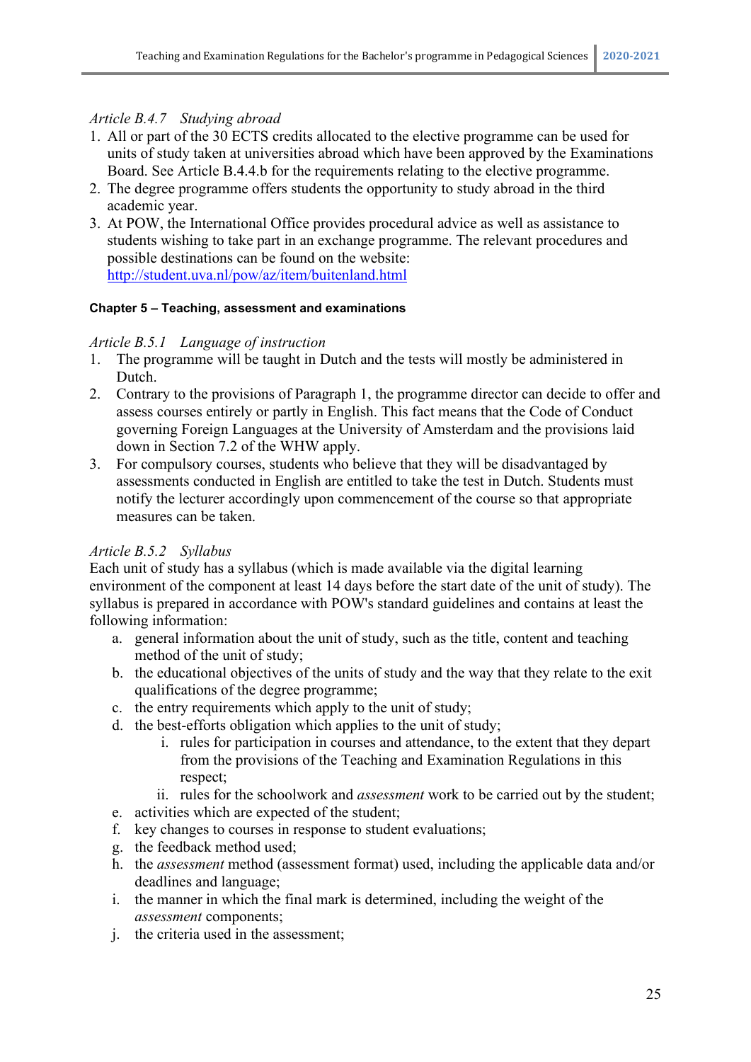*Article B.4.7 Studying abroad*

1. All or part of the 30 ECTS credits allocated to the elective programme can be used for units of study taken at universities abroad which have been approved by the Examinations Board. See Article B.4.4.b for the requirements relating to the elective programme.
2. The degree programme offers students the opportunity to study abroad in the third academic year.
3. At POW, the International Office provides procedural advice as well as assistance to students wishing to take part in an exchange programme. The relevant procedures and possible destinations can be found on the website: [http://student.uva.nl/pow/az/item/buitenland.html](http://student.uva.nl/pow/az/item/buitenland.html)

**Chapter 5 – Teaching, assessment and examinations**

*Article B.5.1 Language of instruction*

1. The programme will be taught in Dutch and the tests will mostly be administered in Dutch.
2. Contrary to the provisions of Paragraph 1, the programme director can decide to offer and assess courses entirely or partly in English. This fact means that the Code of Conduct governing Foreign Languages at the University of Amsterdam and the provisions laid down in Section 7.2 of the WHW apply.
3. For compulsory courses, students who believe that they will be disadvantaged by assessments conducted in English are entitled to take the test in Dutch. Students must notify the lecturer accordingly upon commencement of the course so that appropriate measures can be taken.

*Article B.5.2 Syllabus*

Each unit of study has a syllabus (which is made available via the digital learning environment of the component at least 14 days before the start date of the unit of study). The syllabus is prepared in accordance with POW's standard guidelines and contains at least the following information:

a. general information about the unit of study, such as the title, content and teaching method of the unit of study;
b. the educational objectives of the units of study and the way that they relate to the exit qualifications of the degree programme;
c. the entry requirements which apply to the unit of study;
d. the best-efforts obligation which applies to the unit of study;
    i. rules for participation in courses and attendance, to the extent that they depart from the provisions of the Teaching and Examination Regulations in this respect;
    ii. rules for the schoolwork and *assessment* work to be carried out by the student;
e. activities which are expected of the student;
f. key changes to courses in response to student evaluations;
g. the feedback method used;
h. the *assessment* method (assessment format) used, including the applicable data and/or deadlines and language;
i. the manner in which the final mark is determined, including the weight of the *assessment* components;
j. the criteria used in the assessment;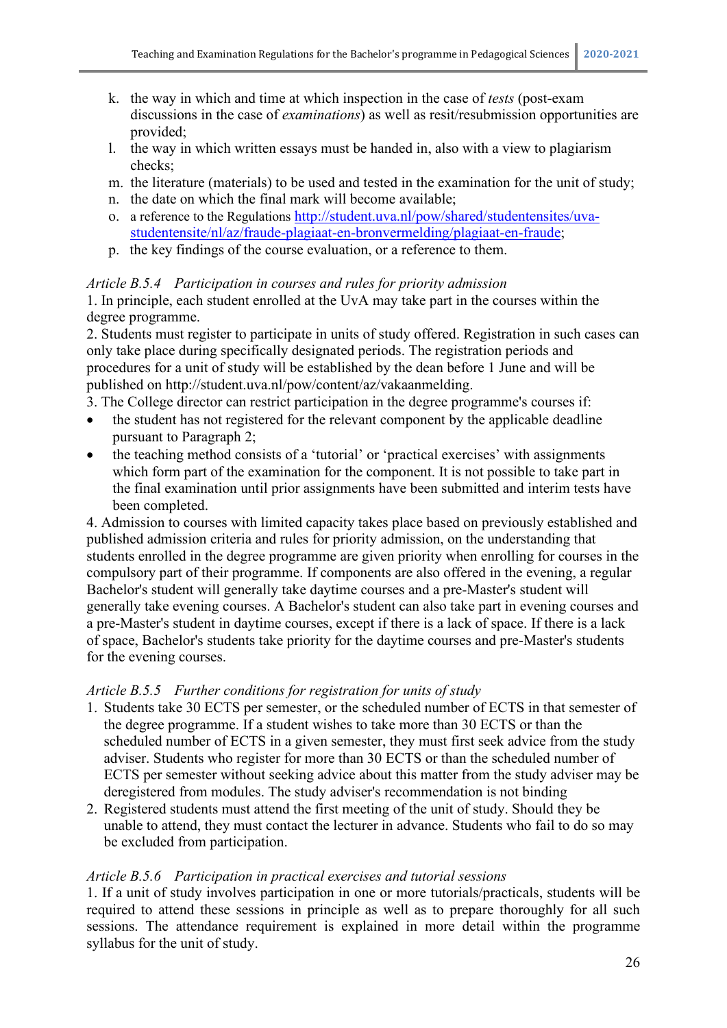k. the way in which and time at which inspection in the case of *tests* (post-exam discussions in the case of *examinations*) as well as resit/resubmission opportunities are provided;
l. the way in which written essays must be handed in, also with a view to plagiarism checks;
m. the literature (materials) to be used and tested in the examination for the unit of study;
n. the date on which the final mark will become available;
o. a reference to the Regulations [http://student.uva.nl/pow/shared/studentensites/uva-studentensite/nl/az/fraude-plagiaat-en-bronvermelding/plagiaat-en-fraude](http://student.uva.nl/pow/shared/studentensites/uva-studentensite/nl/az/fraude-plagiaat-en-bronvermelding/plagiaat-en-fraude);
p. the key findings of the course evaluation, or a reference to them.

*Article B.5.4 Participation in courses and rules for priority admission*

1. In principle, each student enrolled at the UvA may take part in the courses within the degree programme.
2. Students must register to participate in units of study offered. Registration in such cases can only take place during specifically designated periods. The registration periods and procedures for a unit of study will be established by the dean before 1 June and will be published on http://student.uva.nl/pow/content/az/vakaanmelding.
3. The College director can restrict participation in the degree programme's courses if:
   - the student has not registered for the relevant component by the applicable deadline pursuant to Paragraph 2;
   - the teaching method consists of a 'tutorial' or 'practical exercises' with assignments which form part of the examination for the component. It is not possible to take part in the final examination until prior assignments have been submitted and interim tests have been completed.
4. Admission to courses with limited capacity takes place based on previously established and published admission criteria and rules for priority admission, on the understanding that students enrolled in the degree programme are given priority when enrolling for courses in the compulsory part of their programme. If components are also offered in the evening, a regular Bachelor's student will generally take daytime courses and a pre-Master's student will generally take evening courses. A Bachelor's student can also take part in evening courses and a pre-Master's student in daytime courses, except if there is a lack of space. If there is a lack of space, Bachelor's students take priority for the daytime courses and pre-Master's students for the evening courses.

*Article B.5.5 Further conditions for registration for units of study*

1. Students take 30 ECTS per semester, or the scheduled number of ECTS in that semester of the degree programme. If a student wishes to take more than 30 ECTS or than the scheduled number of ECTS in a given semester, they must first seek advice from the study adviser. Students who register for more than 30 ECTS or than the scheduled number of ECTS per semester without seeking advice about this matter from the study adviser may be deregistered from modules. The study adviser's recommendation is not binding
2. Registered students must attend the first meeting of the unit of study. Should they be unable to attend, they must contact the lecturer in advance. Students who fail to do so may be excluded from participation.

*Article B.5.6 Participation in practical exercises and tutorial sessions*

1. If a unit of study involves participation in one or more tutorials/practicals, students will be required to attend these sessions in principle as well as to prepare thoroughly for all such sessions. The attendance requirement is explained in more detail within the programme syllabus for the unit of study.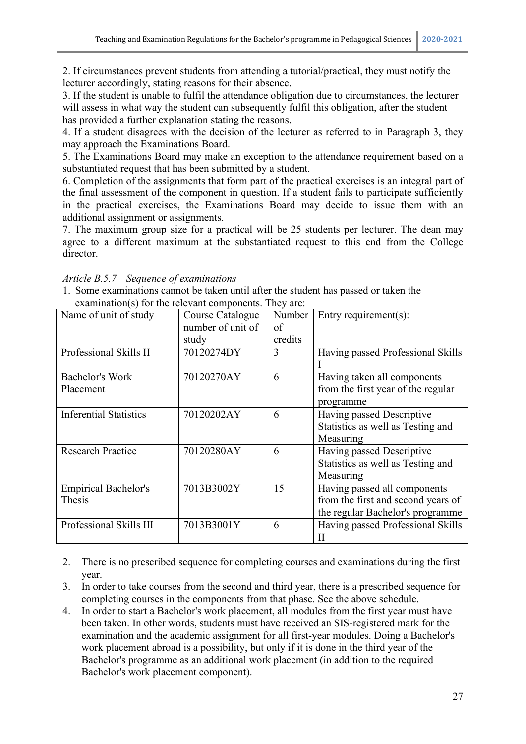2. If circumstances prevent students from attending a tutorial/practical, they must notify the lecturer accordingly, stating reasons for their absence.
3. If the student is unable to fulfil the attendance obligation due to circumstances, the lecturer will assess in what way the student can subsequently fulfil this obligation, after the student has provided a further explanation stating the reasons.
4. If a student disagrees with the decision of the lecturer as referred to in Paragraph 3, they may approach the Examinations Board.
5. The Examinations Board may make an exception to the attendance requirement based on a substantiated request that has been submitted by a student.
6. Completion of the assignments that form part of the practical exercises is an integral part of the final assessment of the component in question. If a student fails to participate sufficiently in the practical exercises, the Examinations Board may decide to issue them with an additional assignment or assignments.
7. The maximum group size for a practical will be 25 students per lecturer. The dean may agree to a different maximum at the substantiated request to this end from the College director.

*Article B.5.7 Sequence of examinations*

1. Some examinations cannot be taken until after the student has passed or taken the examination(s) for the relevant components. They are:

| Name of unit of study | Course Catalogue number of unit of study | Number of credits | Entry requirement(s): |
|---|---|---|---|
| Professional Skills II | 70120274DY | 3 | Having passed Professional Skills I |
| Bachelor's Work Placement | 70120270AY | 6 | Having taken all components from the first year of the regular programme |
| Inferential Statistics | 70120202AY | 6 | Having passed Descriptive Statistics as well as Testing and Measuring |
| Research Practice | 70120280AY | 6 | Having passed Descriptive Statistics as well as Testing and Measuring |
| Empirical Bachelor's Thesis | 7013B3002Y | 15 | Having passed all components from the first and second years of the regular Bachelor's programme |
| Professional Skills III | 7013B3001Y | 6 | Having passed Professional Skills II |

2. There is no prescribed sequence for completing courses and examinations during the first year.
3. In order to take courses from the second and third year, there is a prescribed sequence for completing courses in the components from that phase. See the above schedule.
4. In order to start a Bachelor's work placement, all modules from the first year must have been taken. In other words, students must have received an SIS-registered mark for the examination and the academic assignment for all first-year modules. Doing a Bachelor's work placement abroad is a possibility, but only if it is done in the third year of the Bachelor's programme as an additional work placement (in addition to the required Bachelor's work placement component).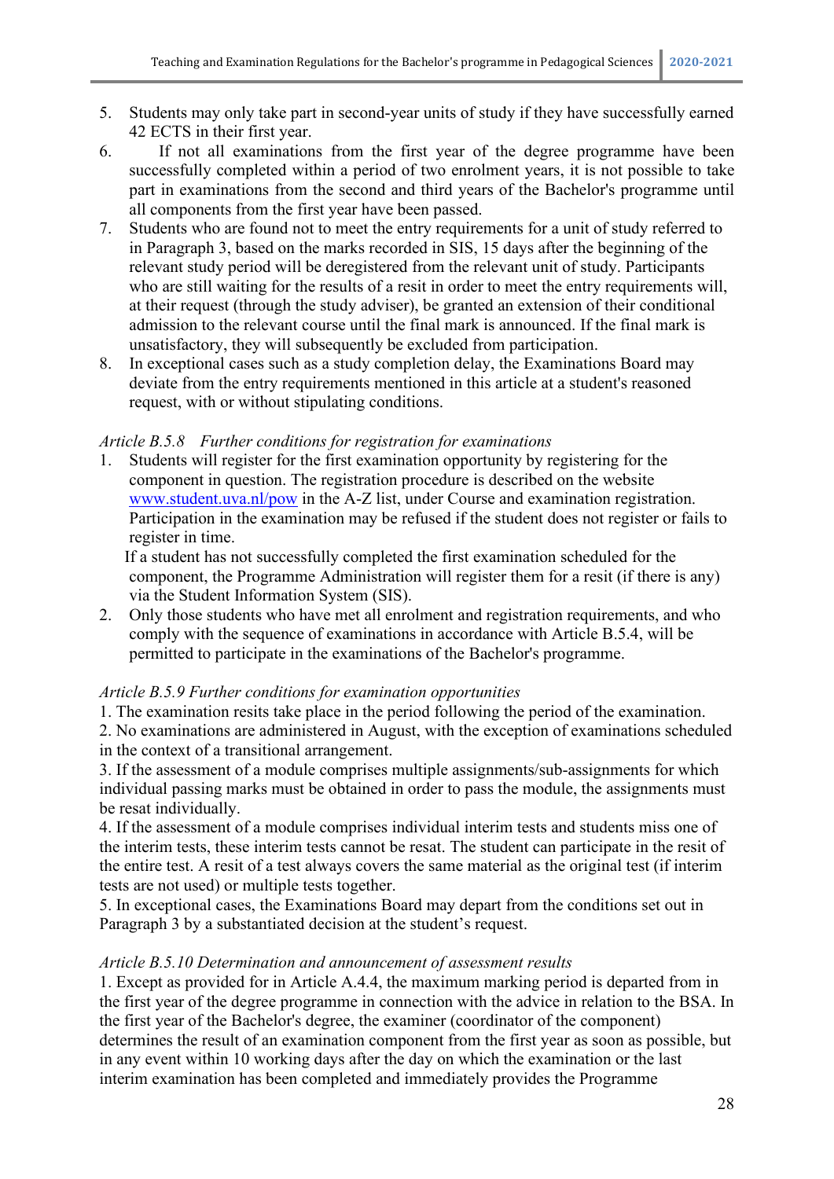5. Students may only take part in second-year units of study if they have successfully earned 42 ECTS in their first year.
6. If not all examinations from the first year of the degree programme have been successfully completed within a period of two enrolment years, it is not possible to take part in examinations from the second and third years of the Bachelor's programme until all components from the first year have been passed.
7. Students who are found not to meet the entry requirements for a unit of study referred to in Paragraph 3, based on the marks recorded in SIS, 15 days after the beginning of the relevant study period will be deregistered from the relevant unit of study. Participants who are still waiting for the results of a resit in order to meet the entry requirements will, at their request (through the study adviser), be granted an extension of their conditional admission to the relevant course until the final mark is announced. If the final mark is unsatisfactory, they will subsequently be excluded from participation.
8. In exceptional cases such as a study completion delay, the Examinations Board may deviate from the entry requirements mentioned in this article at a student's reasoned request, with or without stipulating conditions.

*Article B.5.8 Further conditions for registration for examinations*

1. Students will register for the first examination opportunity by registering for the component in question. The registration procedure is described on the website www.student.uva.nl/pow in the A-Z list, under Course and examination registration. Participation in the examination may be refused if the student does not register or fails to register in time.
   If a student has not successfully completed the first examination scheduled for the component, the Programme Administration will register them for a resit (if there is any) via the Student Information System (SIS).
2. Only those students who have met all enrolment and registration requirements, and who comply with the sequence of examinations in accordance with Article B.5.4, will be permitted to participate in the examinations of the Bachelor's programme.

*Article B.5.9 Further conditions for examination opportunities*

1. The examination resits take place in the period following the period of the examination.
2. No examinations are administered in August, with the exception of examinations scheduled in the context of a transitional arrangement.
3. If the assessment of a module comprises multiple assignments/sub-assignments for which individual passing marks must be obtained in order to pass the module, the assignments must be resat individually.
4. If the assessment of a module comprises individual interim tests and students miss one of the interim tests, these interim tests cannot be resat. The student can participate in the resit of the entire test. A resit of a test always covers the same material as the original test (if interim tests are not used) or multiple tests together.
5. In exceptional cases, the Examinations Board may depart from the conditions set out in Paragraph 3 by a substantiated decision at the student's request.

*Article B.5.10 Determination and announcement of assessment results*

1. Except as provided for in Article A.4.4, the maximum marking period is departed from in the first year of the degree programme in connection with the advice in relation to the BSA. In the first year of the Bachelor's degree, the examiner (coordinator of the component) determines the result of an examination component from the first year as soon as possible, but in any event within 10 working days after the day on which the examination or the last interim examination has been completed and immediately provides the Programme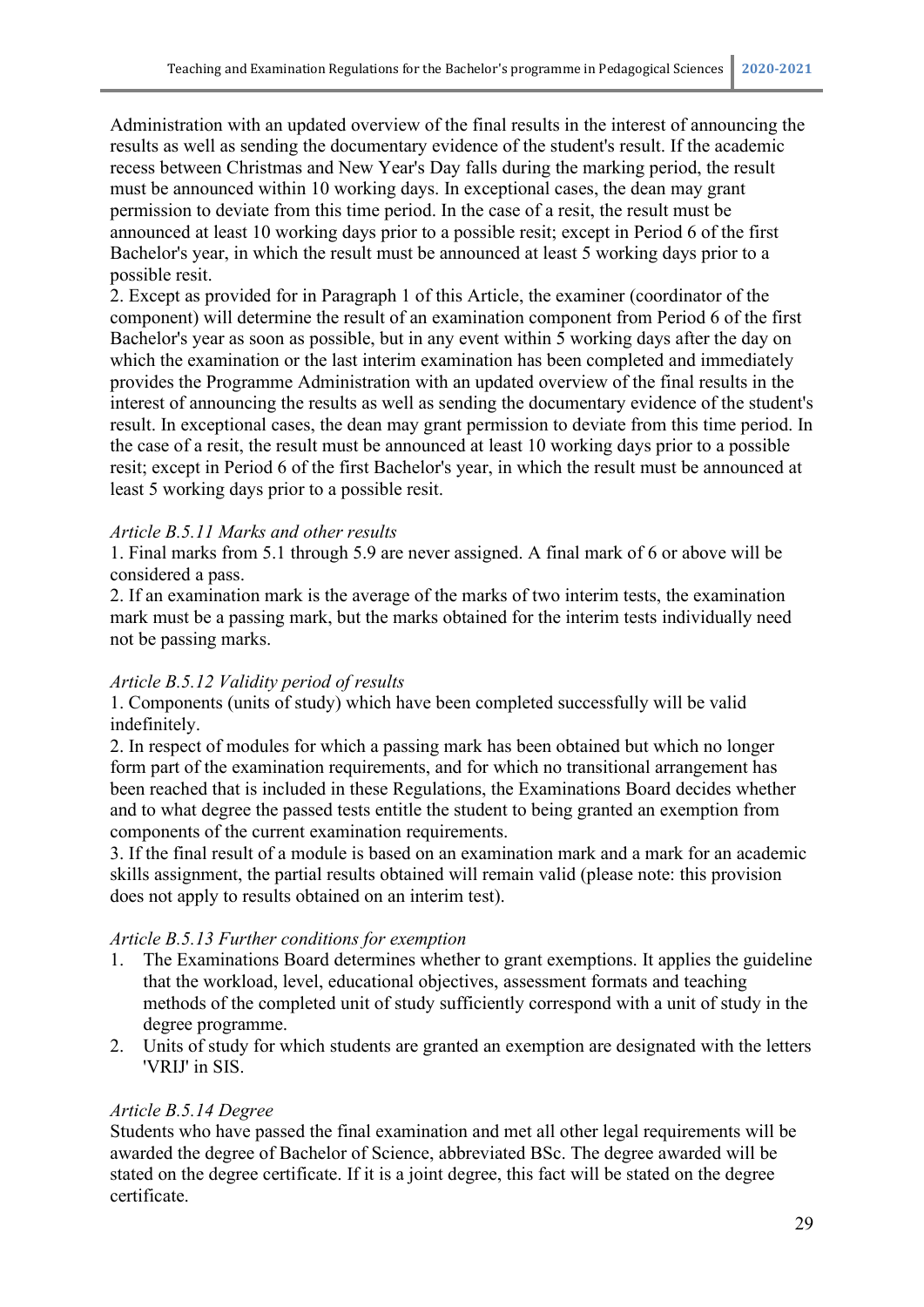Administration with an updated overview of the final results in the interest of announcing the results as well as sending the documentary evidence of the student's result. If the academic recess between Christmas and New Year's Day falls during the marking period, the result must be announced within 10 working days. In exceptional cases, the dean may grant permission to deviate from this time period. In the case of a resit, the result must be announced at least 10 working days prior to a possible resit; except in Period 6 of the first Bachelor's year, in which the result must be announced at least 5 working days prior to a possible resit.

2. Except as provided for in Paragraph 1 of this Article, the examiner (coordinator of the component) will determine the result of an examination component from Period 6 of the first Bachelor's year as soon as possible, but in any event within 5 working days after the day on which the examination or the last interim examination has been completed and immediately provides the Programme Administration with an updated overview of the final results in the interest of announcing the results as well as sending the documentary evidence of the student's result. In exceptional cases, the dean may grant permission to deviate from this time period. In the case of a resit, the result must be announced at least 10 working days prior to a possible resit; except in Period 6 of the first Bachelor's year, in which the result must be announced at least 5 working days prior to a possible resit.

*Article B.5.11 Marks and other results*

1. Final marks from 5.1 through 5.9 are never assigned. A final mark of 6 or above will be considered a pass.

2. If an examination mark is the average of the marks of two interim tests, the examination mark must be a passing mark, but the marks obtained for the interim tests individually need not be passing marks.

*Article B.5.12 Validity period of results*

1. Components (units of study) which have been completed successfully will be valid indefinitely.

2. In respect of modules for which a passing mark has been obtained but which no longer form part of the examination requirements, and for which no transitional arrangement has been reached that is included in these Regulations, the Examinations Board decides whether and to what degree the passed tests entitle the student to being granted an exemption from components of the current examination requirements.

3. If the final result of a module is based on an examination mark and a mark for an academic skills assignment, the partial results obtained will remain valid (please note: this provision does not apply to results obtained on an interim test).

*Article B.5.13 Further conditions for exemption*

1. The Examinations Board determines whether to grant exemptions. It applies the guideline that the workload, level, educational objectives, assessment formats and teaching methods of the completed unit of study sufficiently correspond with a unit of study in the degree programme.
2. Units of study for which students are granted an exemption are designated with the letters 'VRIJ' in SIS.

*Article B.5.14 Degree*

Students who have passed the final examination and met all other legal requirements will be awarded the degree of Bachelor of Science, abbreviated BSc. The degree awarded will be stated on the degree certificate. If it is a joint degree, this fact will be stated on the degree certificate.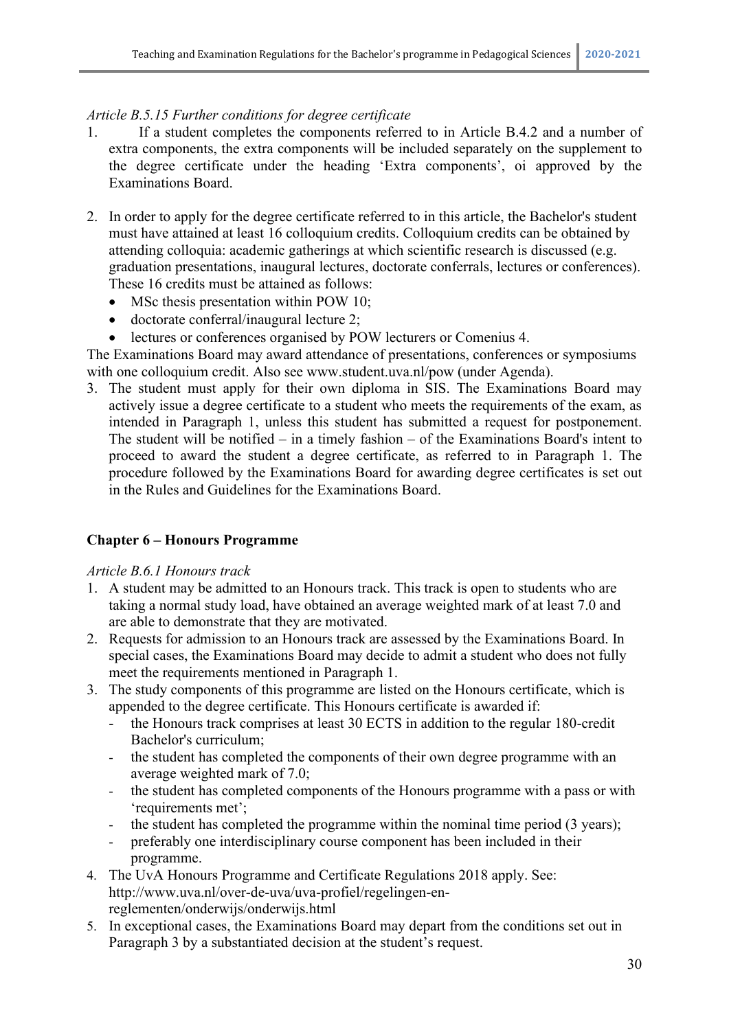*Article B.5.15 Further conditions for degree certificate*

1. If a student completes the components referred to in Article B.4.2 and a number of extra components, the extra components will be included separately on the supplement to the degree certificate under the heading 'Extra components', oi approved by the Examinations Board.

2. In order to apply for the degree certificate referred to in this article, the Bachelor's student must have attained at least 16 colloquium credits. Colloquium credits can be obtained by attending colloquia: academic gatherings at which scientific research is discussed (e.g. graduation presentations, inaugural lectures, doctorate conferrals, lectures or conferences). These 16 credits must be attained as follows:
   - MSc thesis presentation within POW 10;
   - doctorate conferral/inaugural lecture 2;
   - lectures or conferences organised by POW lecturers or Comenius 4.

The Examinations Board may award attendance of presentations, conferences or symposiums with one colloquium credit. Also see www.student.uva.nl/pow (under Agenda).

3. The student must apply for their own diploma in SIS. The Examinations Board may actively issue a degree certificate to a student who meets the requirements of the exam, as intended in Paragraph 1, unless this student has submitted a request for postponement. The student will be notified – in a timely fashion – of the Examinations Board's intent to proceed to award the student a degree certificate, as referred to in Paragraph 1. The procedure followed by the Examinations Board for awarding degree certificates is set out in the Rules and Guidelines for the Examinations Board.

## Chapter 6 – Honours Programme

*Article B.6.1 Honours track*

1. A student may be admitted to an Honours track. This track is open to students who are taking a normal study load, have obtained an average weighted mark of at least 7.0 and are able to demonstrate that they are motivated.
2. Requests for admission to an Honours track are assessed by the Examinations Board. In special cases, the Examinations Board may decide to admit a student who does not fully meet the requirements mentioned in Paragraph 1.
3. The study components of this programme are listed on the Honours certificate, which is appended to the degree certificate. This Honours certificate is awarded if:
   - the Honours track comprises at least 30 ECTS in addition to the regular 180-credit Bachelor's curriculum;
   - the student has completed the components of their own degree programme with an average weighted mark of 7.0;
   - the student has completed components of the Honours programme with a pass or with 'requirements met';
   - the student has completed the programme within the nominal time period (3 years);
   - preferably one interdisciplinary course component has been included in their programme.
4. The UvA Honours Programme and Certificate Regulations 2018 apply. See: http://www.uva.nl/over-de-uva/uva-profiel/regelingen-en-reglementen/onderwijs/onderwijs.html
5. In exceptional cases, the Examinations Board may depart from the conditions set out in Paragraph 3 by a substantiated decision at the student's request.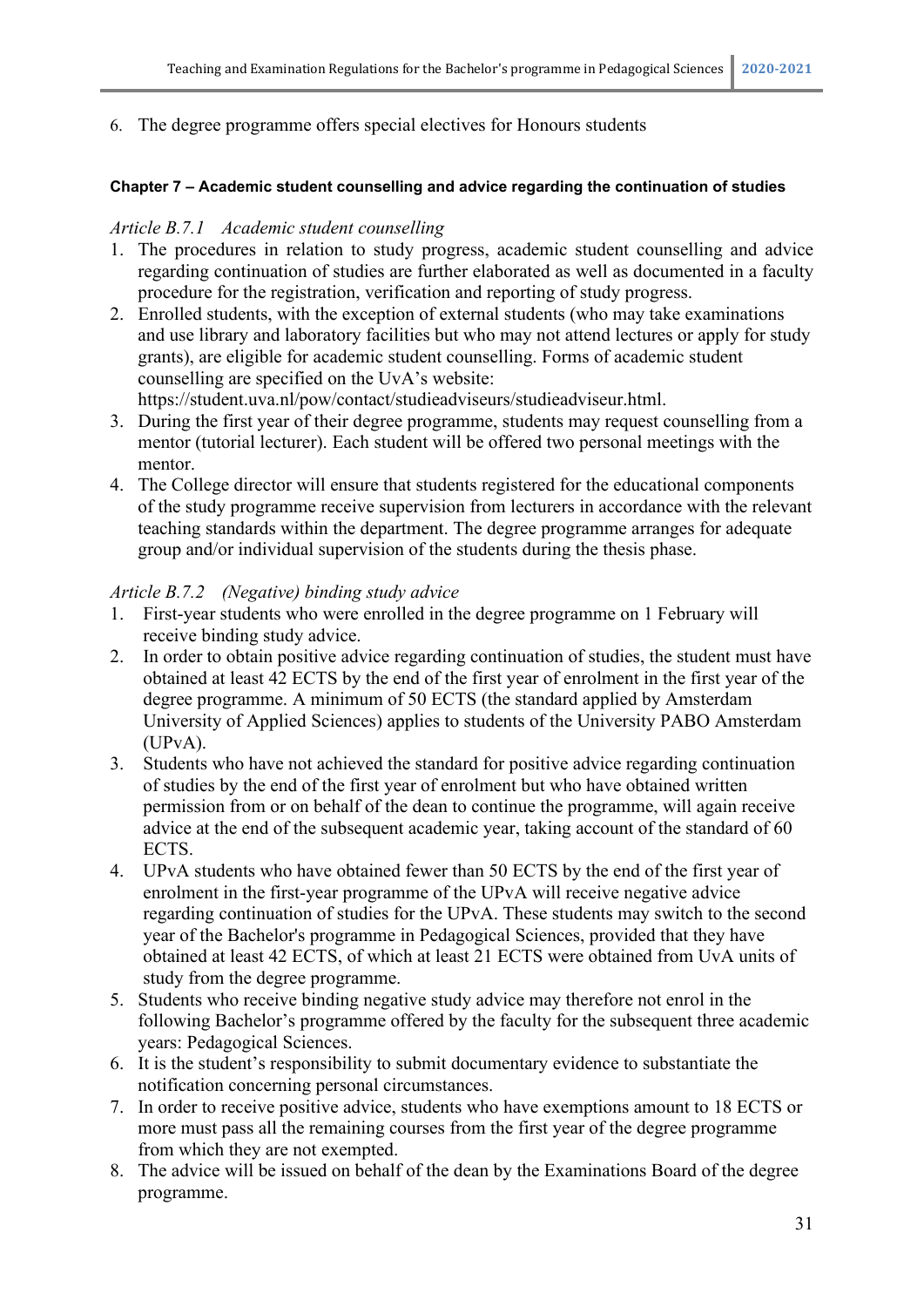6. The degree programme offers special electives for Honours students

#### Chapter 7 – Academic student counselling and advice regarding the continuation of studies

*Article B.7.1 Academic student counselling*

1. The procedures in relation to study progress, academic student counselling and advice regarding continuation of studies are further elaborated as well as documented in a faculty procedure for the registration, verification and reporting of study progress.
2. Enrolled students, with the exception of external students (who may take examinations and use library and laboratory facilities but who may not attend lectures or apply for study grants), are eligible for academic student counselling. Forms of academic student counselling are specified on the UvA's website: https://student.uva.nl/pow/contact/studieadviseurs/studieadviseur.html.
3. During the first year of their degree programme, students may request counselling from a mentor (tutorial lecturer). Each student will be offered two personal meetings with the mentor.
4. The College director will ensure that students registered for the educational components of the study programme receive supervision from lecturers in accordance with the relevant teaching standards within the department. The degree programme arranges for adequate group and/or individual supervision of the students during the thesis phase.

*Article B.7.2 (Negative) binding study advice*

1. First-year students who were enrolled in the degree programme on 1 February will receive binding study advice.
2. In order to obtain positive advice regarding continuation of studies, the student must have obtained at least 42 ECTS by the end of the first year of enrolment in the first year of the degree programme. A minimum of 50 ECTS (the standard applied by Amsterdam University of Applied Sciences) applies to students of the University PABO Amsterdam (UPvA).
3. Students who have not achieved the standard for positive advice regarding continuation of studies by the end of the first year of enrolment but who have obtained written permission from or on behalf of the dean to continue the programme, will again receive advice at the end of the subsequent academic year, taking account of the standard of 60 ECTS.
4. UPvA students who have obtained fewer than 50 ECTS by the end of the first year of enrolment in the first-year programme of the UPvA will receive negative advice regarding continuation of studies for the UPvA. These students may switch to the second year of the Bachelor's programme in Pedagogical Sciences, provided that they have obtained at least 42 ECTS, of which at least 21 ECTS were obtained from UvA units of study from the degree programme.
5. Students who receive binding negative study advice may therefore not enrol in the following Bachelor's programme offered by the faculty for the subsequent three academic years: Pedagogical Sciences.
6. It is the student's responsibility to submit documentary evidence to substantiate the notification concerning personal circumstances.
7. In order to receive positive advice, students who have exemptions amount to 18 ECTS or more must pass all the remaining courses from the first year of the degree programme from which they are not exempted.
8. The advice will be issued on behalf of the dean by the Examinations Board of the degree programme.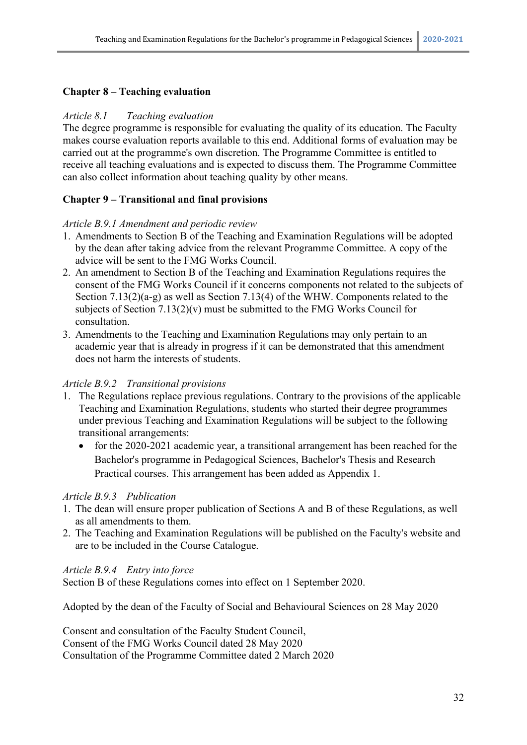## Chapter 8 – Teaching evaluation

*Article 8.1 Teaching evaluation*

The degree programme is responsible for evaluating the quality of its education. The Faculty makes course evaluation reports available to this end. Additional forms of evaluation may be carried out at the programme's own discretion. The Programme Committee is entitled to receive all teaching evaluations and is expected to discuss them. The Programme Committee can also collect information about teaching quality by other means.

## Chapter 9 – Transitional and final provisions

*Article B.9.1 Amendment and periodic review*

1. Amendments to Section B of the Teaching and Examination Regulations will be adopted by the dean after taking advice from the relevant Programme Committee. A copy of the advice will be sent to the FMG Works Council.
2. An amendment to Section B of the Teaching and Examination Regulations requires the consent of the FMG Works Council if it concerns components not related to the subjects of Section 7.13(2)(a-g) as well as Section 7.13(4) of the WHW. Components related to the subjects of Section 7.13(2)(v) must be submitted to the FMG Works Council for consultation.
3. Amendments to the Teaching and Examination Regulations may only pertain to an academic year that is already in progress if it can be demonstrated that this amendment does not harm the interests of students.

*Article B.9.2 Transitional provisions*

1. The Regulations replace previous regulations. Contrary to the provisions of the applicable Teaching and Examination Regulations, students who started their degree programmes under previous Teaching and Examination Regulations will be subject to the following transitional arrangements:
   - for the 2020-2021 academic year, a transitional arrangement has been reached for the Bachelor's programme in Pedagogical Sciences, Bachelor's Thesis and Research Practical courses. This arrangement has been added as Appendix 1.

*Article B.9.3 Publication*

1. The dean will ensure proper publication of Sections A and B of these Regulations, as well as all amendments to them.
2. The Teaching and Examination Regulations will be published on the Faculty's website and are to be included in the Course Catalogue.

*Article B.9.4 Entry into force*

Section B of these Regulations comes into effect on 1 September 2020.

Adopted by the dean of the Faculty of Social and Behavioural Sciences on 28 May 2020

Consent and consultation of the Faculty Student Council,
Consent of the FMG Works Council dated 28 May 2020
Consultation of the Programme Committee dated 2 March 2020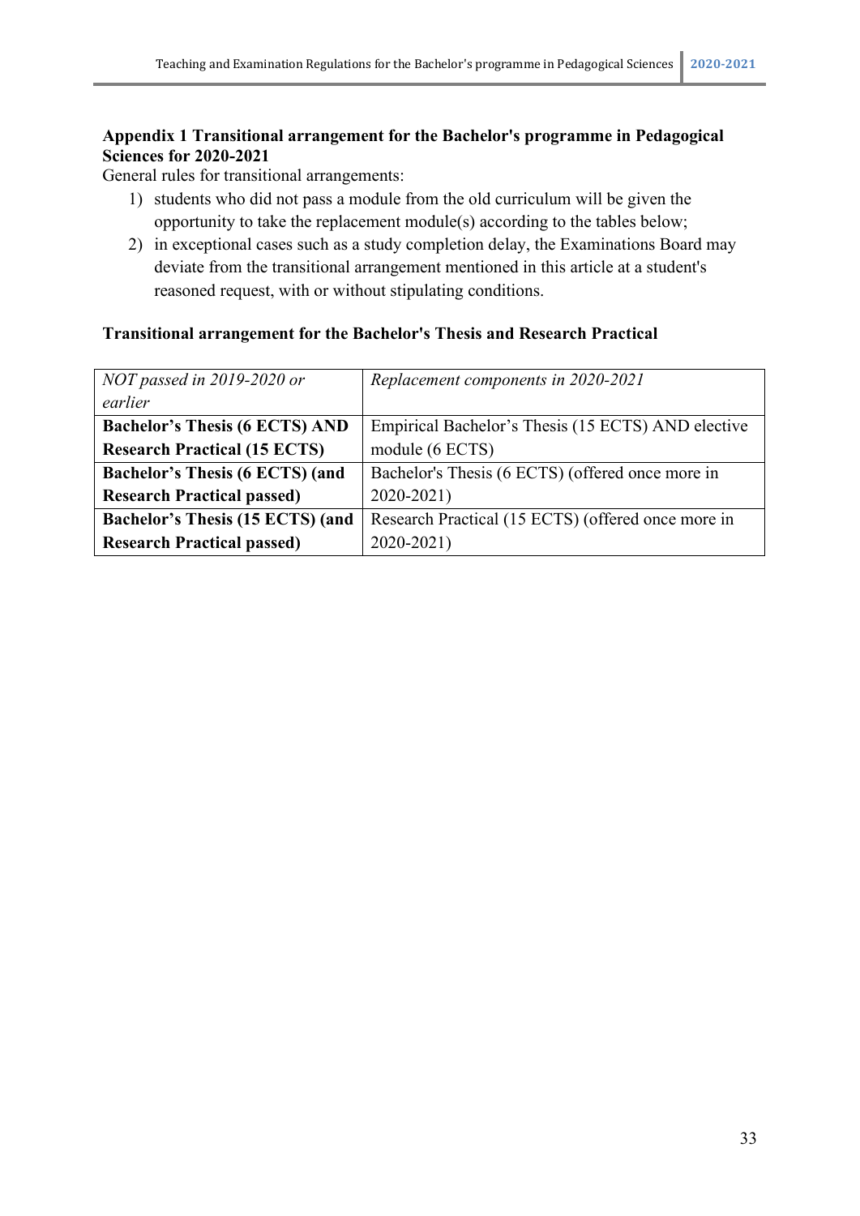**Appendix 1 Transitional arrangement for the Bachelor's programme in Pedagogical Sciences for 2020-2021**

General rules for transitional arrangements:

1) students who did not pass a module from the old curriculum will be given the opportunity to take the replacement module(s) according to the tables below;
2) in exceptional cases such as a study completion delay, the Examinations Board may deviate from the transitional arrangement mentioned in this article at a student's reasoned request, with or without stipulating conditions.

**Transitional arrangement for the Bachelor's Thesis and Research Practical**

| *NOT passed in 2019-2020 or earlier* | *Replacement components in 2020-2021* |
|---|---|
| **Bachelor's Thesis (6 ECTS) AND Research Practical (15 ECTS)** | Empirical Bachelor's Thesis (15 ECTS) AND elective module (6 ECTS) |
| **Bachelor's Thesis (6 ECTS) (and Research Practical passed)** | Bachelor's Thesis (6 ECTS) (offered once more in 2020-2021) |
| **Bachelor's Thesis (15 ECTS) (and Research Practical passed)** | Research Practical (15 ECTS) (offered once more in 2020-2021) |